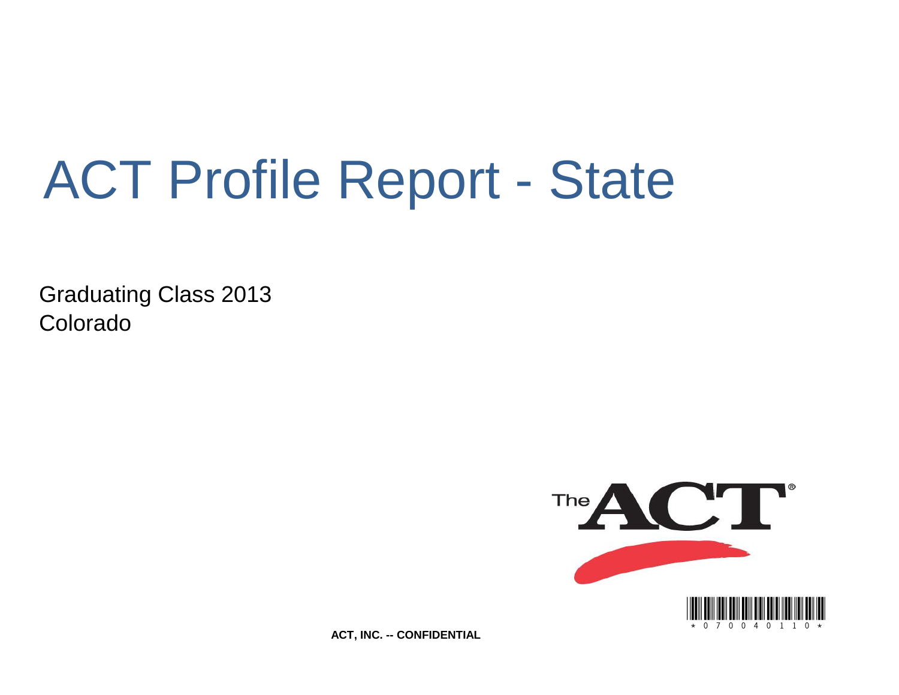# ACT Profile Report - State

Graduating Class 2013
Colorado

ACT, INC. -- CONFIDENTIAL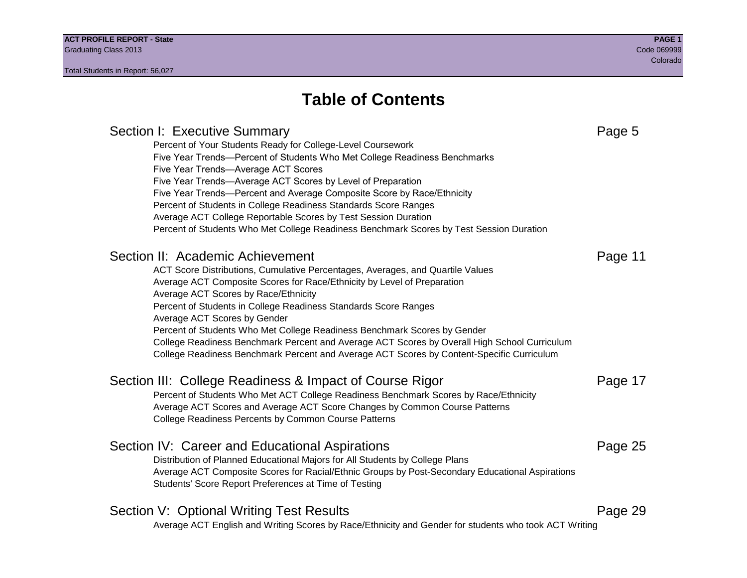# Table of Contents

## Section I: Executive Summary — Page 5

- Percent of Your Students Ready for College-Level Coursework
- Five Year Trends—Percent of Students Who Met College Readiness Benchmarks
- Five Year Trends—Average ACT Scores
- Five Year Trends—Average ACT Scores by Level of Preparation
- Five Year Trends—Percent and Average Composite Score by Race/Ethnicity
- Percent of Students in College Readiness Standards Score Ranges
- Average ACT College Reportable Scores by Test Session Duration
- Percent of Students Who Met College Readiness Benchmark Scores by Test Session Duration

## Section II: Academic Achievement — Page 11

- ACT Score Distributions, Cumulative Percentages, Averages, and Quartile Values
- Average ACT Composite Scores for Race/Ethnicity by Level of Preparation
- Average ACT Scores by Race/Ethnicity
- Percent of Students in College Readiness Standards Score Ranges
- Average ACT Scores by Gender
- Percent of Students Who Met College Readiness Benchmark Scores by Gender
- College Readiness Benchmark Percent and Average ACT Scores by Overall High School Curriculum
- College Readiness Benchmark Percent and Average ACT Scores by Content-Specific Curriculum

## Section III: College Readiness & Impact of Course Rigor — Page 17

- Percent of Students Who Met ACT College Readiness Benchmark Scores by Race/Ethnicity
- Average ACT Scores and Average ACT Score Changes by Common Course Patterns
- College Readiness Percents by Common Course Patterns

## Section IV: Career and Educational Aspirations — Page 25

- Distribution of Planned Educational Majors for All Students by College Plans
- Average ACT Composite Scores for Racial/Ethnic Groups by Post-Secondary Educational Aspirations
- Students' Score Report Preferences at Time of Testing

## Section V: Optional Writing Test Results — Page 29

- Average ACT English and Writing Scores by Race/Ethnicity and Gender for students who took ACT Writing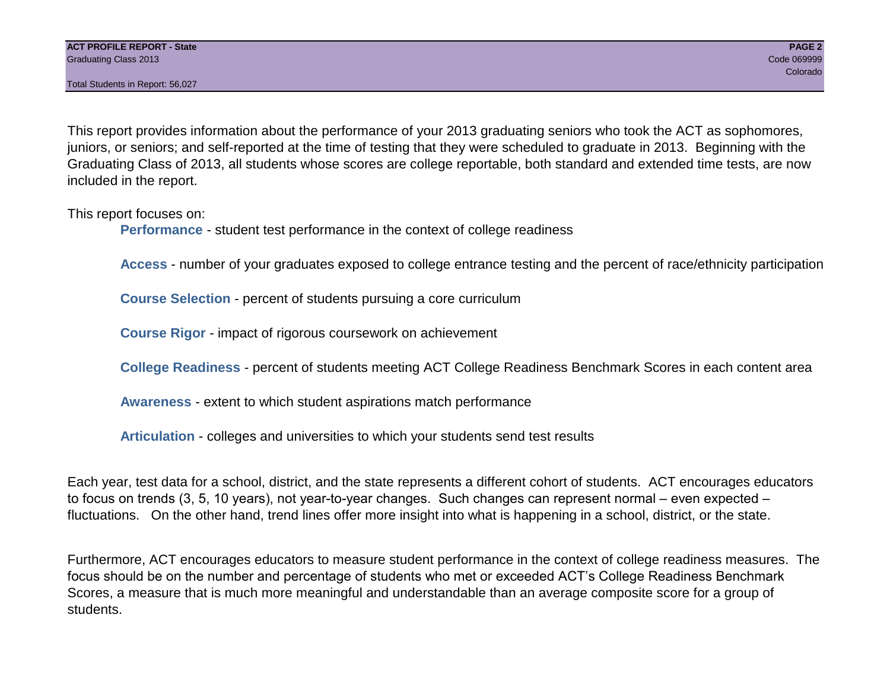This report provides information about the performance of your 2013 graduating seniors who took the ACT as sophomores, juniors, or seniors; and self-reported at the time of testing that they were scheduled to graduate in 2013. Beginning with the Graduating Class of 2013, all students whose scores are college reportable, both standard and extended time tests, are now included in the report.

This report focuses on:

- **Performance** - student test performance in the context of college readiness
- **Access** - number of your graduates exposed to college entrance testing and the percent of race/ethnicity participation
- **Course Selection** - percent of students pursuing a core curriculum
- **Course Rigor** - impact of rigorous coursework on achievement
- **College Readiness** - percent of students meeting ACT College Readiness Benchmark Scores in each content area
- **Awareness** - extent to which student aspirations match performance
- **Articulation** - colleges and universities to which your students send test results

Each year, test data for a school, district, and the state represents a different cohort of students. ACT encourages educators to focus on trends (3, 5, 10 years), not year-to-year changes. Such changes can represent normal – even expected – fluctuations. On the other hand, trend lines offer more insight into what is happening in a school, district, or the state.

Furthermore, ACT encourages educators to measure student performance in the context of college readiness measures. The focus should be on the number and percentage of students who met or exceeded ACT's College Readiness Benchmark Scores, a measure that is much more meaningful and understandable than an average composite score for a group of students.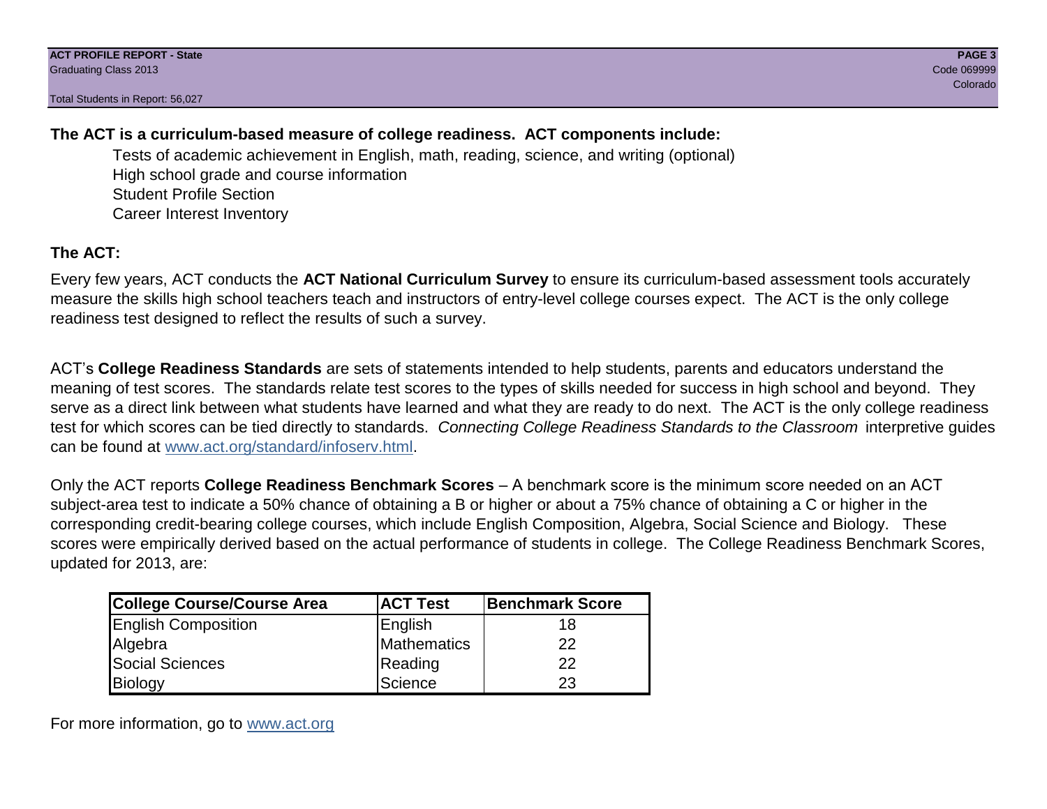**The ACT is a curriculum-based measure of college readiness. ACT components include:**

- Tests of academic achievement in English, math, reading, science, and writing (optional)
- High school grade and course information
- Student Profile Section
- Career Interest Inventory

**The ACT:**

Every few years, ACT conducts the **ACT National Curriculum Survey** to ensure its curriculum-based assessment tools accurately measure the skills high school teachers teach and instructors of entry-level college courses expect. The ACT is the only college readiness test designed to reflect the results of such a survey.

ACT's **College Readiness Standards** are sets of statements intended to help students, parents and educators understand the meaning of test scores. The standards relate test scores to the types of skills needed for success in high school and beyond. They serve as a direct link between what students have learned and what they are ready to do next. The ACT is the only college readiness test for which scores can be tied directly to standards. *Connecting College Readiness Standards to the Classroom* interpretive guides can be found at www.act.org/standard/infoserv.html.

Only the ACT reports **College Readiness Benchmark Scores** – A benchmark score is the minimum score needed on an ACT subject-area test to indicate a 50% chance of obtaining a B or higher or about a 75% chance of obtaining a C or higher in the corresponding credit-bearing college courses, which include English Composition, Algebra, Social Science and Biology. These scores were empirically derived based on the actual performance of students in college. The College Readiness Benchmark Scores, updated for 2013, are:

| College Course/Course Area | ACT Test | Benchmark Score |
|---|---|---|
| English Composition | English | 18 |
| Algebra | Mathematics | 22 |
| Social Sciences | Reading | 22 |
| Biology | Science | 23 |

For more information, go to www.act.org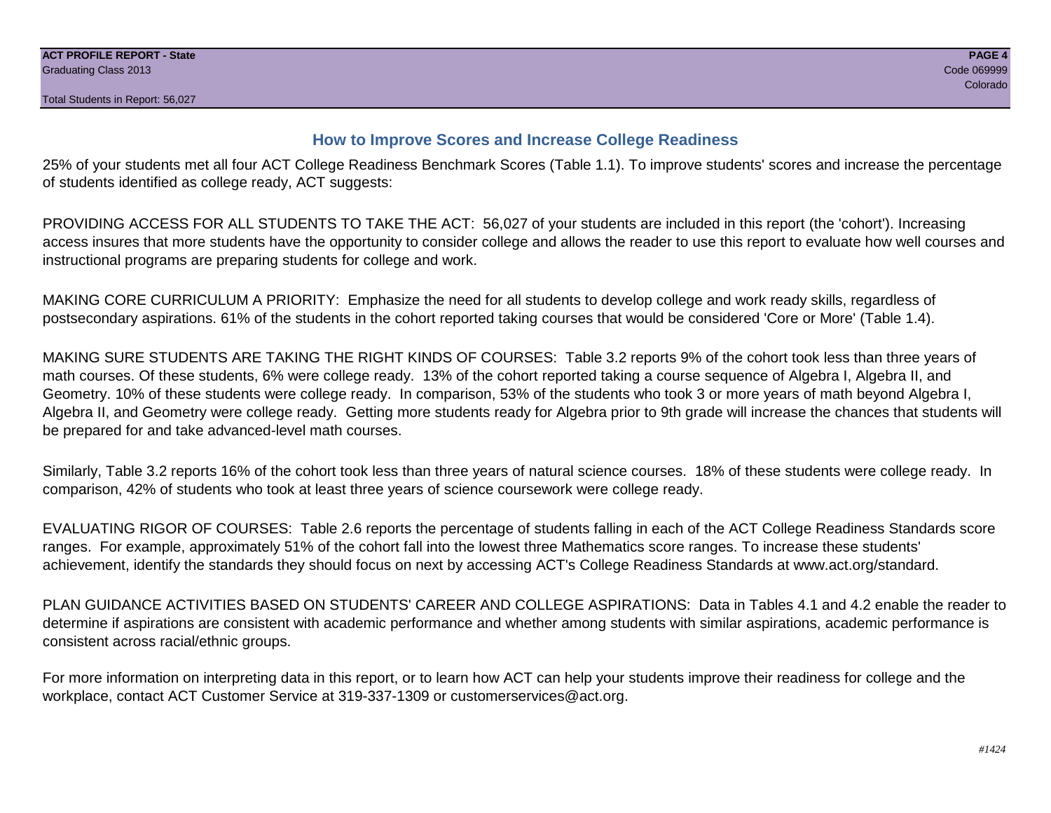## How to Improve Scores and Increase College Readiness

25% of your students met all four ACT College Readiness Benchmark Scores (Table 1.1). To improve students' scores and increase the percentage of students identified as college ready, ACT suggests:

PROVIDING ACCESS FOR ALL STUDENTS TO TAKE THE ACT: 56,027 of your students are included in this report (the 'cohort'). Increasing access insures that more students have the opportunity to consider college and allows the reader to use this report to evaluate how well courses and instructional programs are preparing students for college and work.

MAKING CORE CURRICULUM A PRIORITY: Emphasize the need for all students to develop college and work ready skills, regardless of postsecondary aspirations. 61% of the students in the cohort reported taking courses that would be considered 'Core or More' (Table 1.4).

MAKING SURE STUDENTS ARE TAKING THE RIGHT KINDS OF COURSES: Table 3.2 reports 9% of the cohort took less than three years of math courses. Of these students, 6% were college ready. 13% of the cohort reported taking a course sequence of Algebra I, Algebra II, and Geometry. 10% of these students were college ready. In comparison, 53% of the students who took 3 or more years of math beyond Algebra I, Algebra II, and Geometry were college ready. Getting more students ready for Algebra prior to 9th grade will increase the chances that students will be prepared for and take advanced-level math courses.

Similarly, Table 3.2 reports 16% of the cohort took less than three years of natural science courses. 18% of these students were college ready. In comparison, 42% of students who took at least three years of science coursework were college ready.

EVALUATING RIGOR OF COURSES: Table 2.6 reports the percentage of students falling in each of the ACT College Readiness Standards score ranges. For example, approximately 51% of the cohort fall into the lowest three Mathematics score ranges. To increase these students' achievement, identify the standards they should focus on next by accessing ACT's College Readiness Standards at www.act.org/standard.

PLAN GUIDANCE ACTIVITIES BASED ON STUDENTS' CAREER AND COLLEGE ASPIRATIONS: Data in Tables 4.1 and 4.2 enable the reader to determine if aspirations are consistent with academic performance and whether among students with similar aspirations, academic performance is consistent across racial/ethnic groups.

For more information on interpreting data in this report, or to learn how ACT can help your students improve their readiness for college and the workplace, contact ACT Customer Service at 319-337-1309 or customerservices@act.org.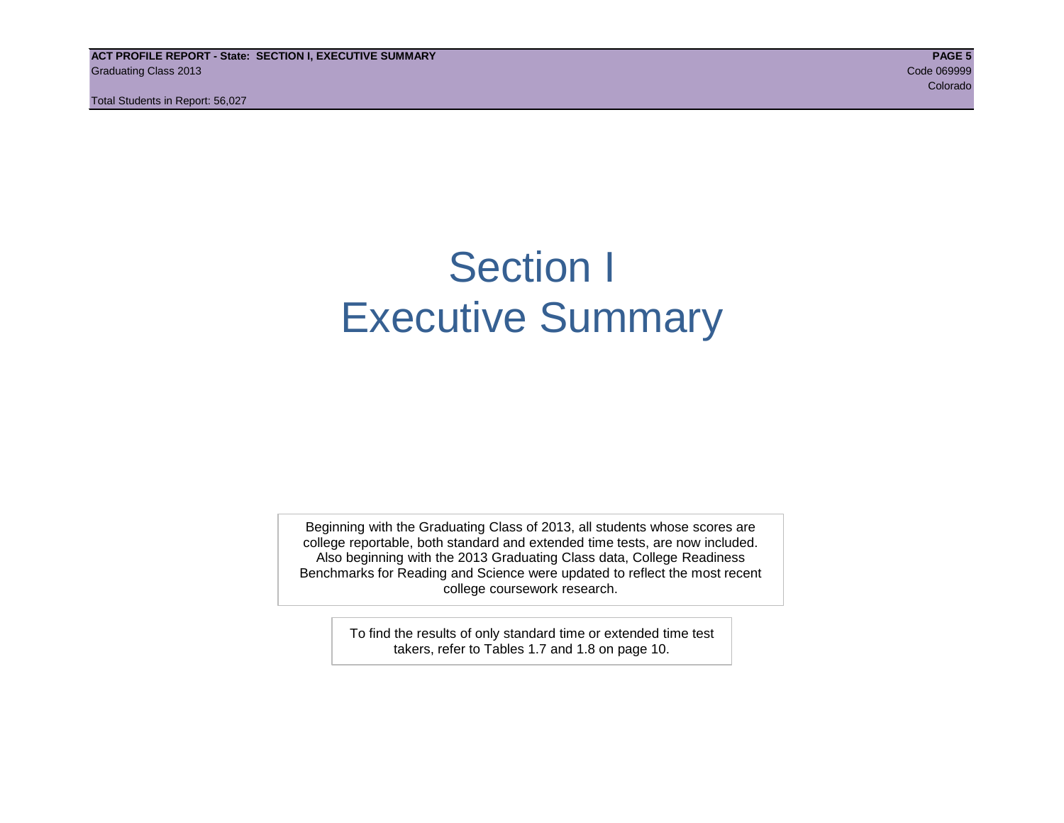# Section I
# Executive Summary

Beginning with the Graduating Class of 2013, all students whose scores are college reportable, both standard and extended time tests, are now included. Also beginning with the 2013 Graduating Class data, College Readiness Benchmarks for Reading and Science were updated to reflect the most recent college coursework research.

To find the results of only standard time or extended time test takers, refer to Tables 1.7 and 1.8 on page 10.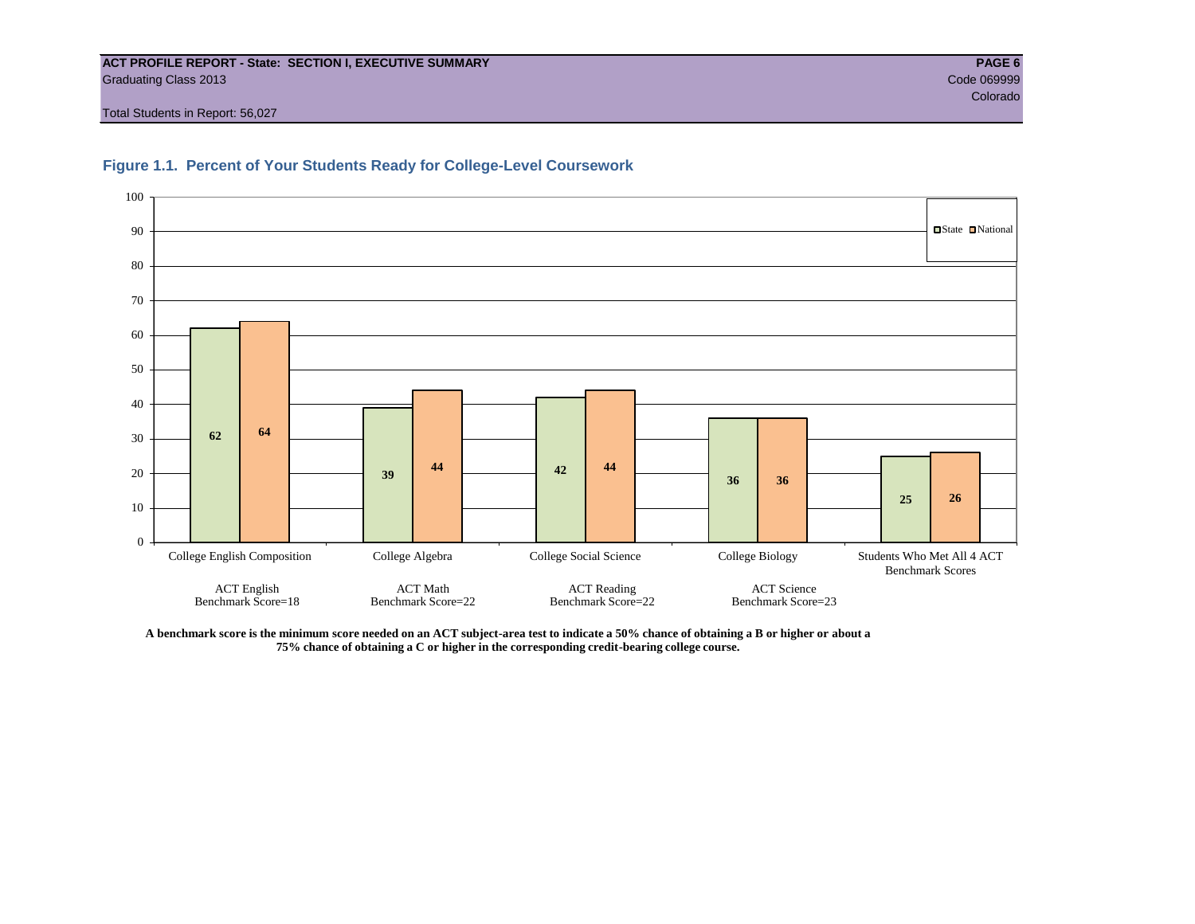**ACT PROFILE REPORT - State: SECTION I, EXECUTIVE SUMMARY**

Graduating Class 2013

Code 069999

Colorado

Total Students in Report: 56,027

## Figure 1.1. Percent of Your Students Ready for College-Level Coursework

| College Course | ACT Test / Benchmark | State | National |
|---|---|---|---|
| College English Composition | ACT English Benchmark Score=18 | 62 | 64 |
| College Algebra | ACT Math Benchmark Score=22 | 39 | 44 |
| College Social Science | ACT Reading Benchmark Score=22 | 42 | 44 |
| College Biology | ACT Science Benchmark Score=23 | 36 | 36 |
| Students Who Met All 4 ACT Benchmark Scores | | 25 | 26 |

**A benchmark score is the minimum score needed on an ACT subject-area test to indicate a 50% chance of obtaining a B or higher or about a 75% chance of obtaining a C or higher in the corresponding credit-bearing college course.**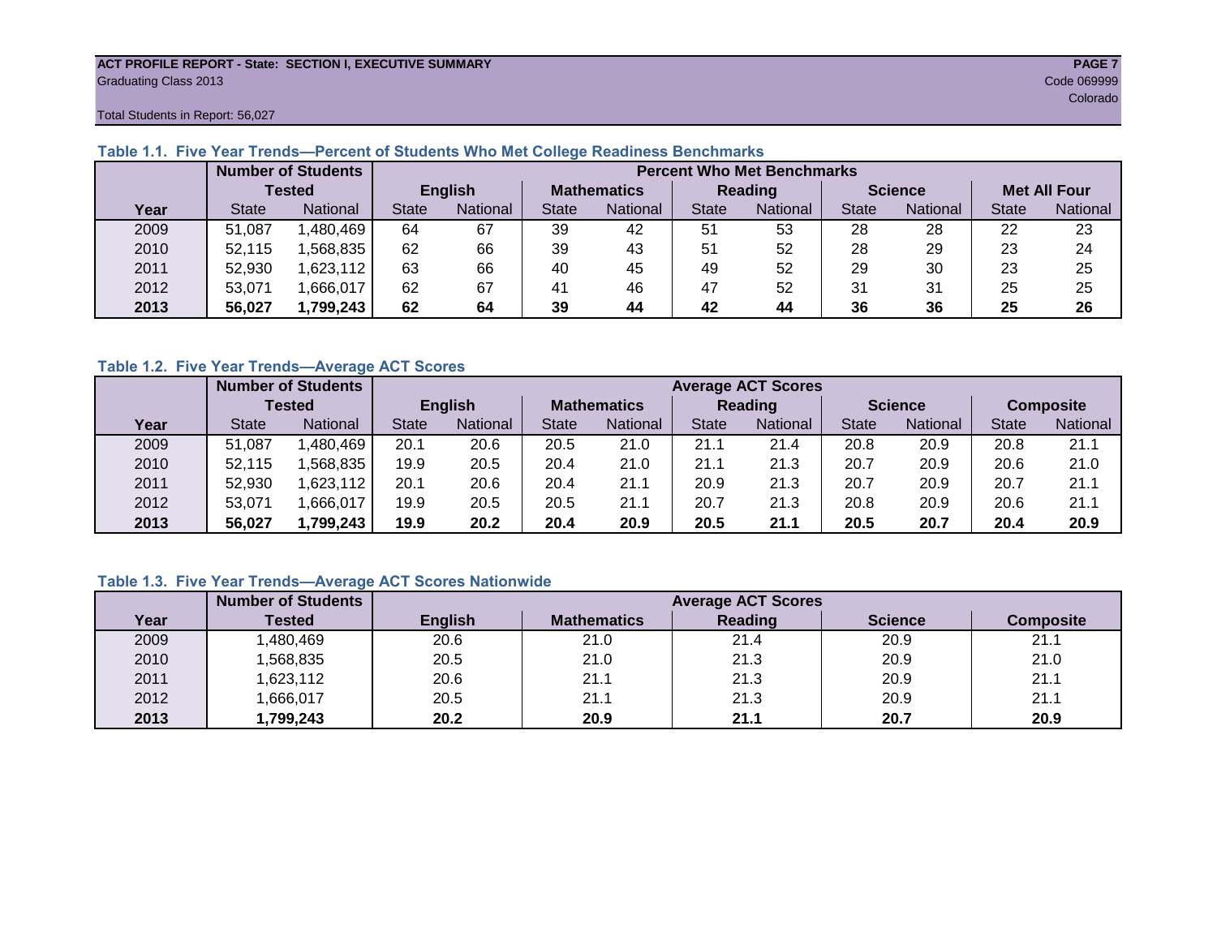**ACT PROFILE REPORT - State: SECTION I, EXECUTIVE SUMMARY**
Graduating Class 2013
Code 069999
Colorado

Total Students in Report: 56,027

### Table 1.1. Five Year Trends—Percent of Students Who Met College Readiness Benchmarks

| | Number of Students Tested | | Percent Who Met Benchmarks | | | | | | | | | |
|---|---|---|---|---|---|---|---|---|---|---|---|---|
| | | | English | | Mathematics | | Reading | | Science | | Met All Four | |
| Year | State | National | State | National | State | National | State | National | State | National | State | National |
| 2009 | 51,087 | 1,480,469 | 64 | 67 | 39 | 42 | 51 | 53 | 28 | 28 | 22 | 23 |
| 2010 | 52,115 | 1,568,835 | 62 | 66 | 39 | 43 | 51 | 52 | 28 | 29 | 23 | 24 |
| 2011 | 52,930 | 1,623,112 | 63 | 66 | 40 | 45 | 49 | 52 | 29 | 30 | 23 | 25 |
| 2012 | 53,071 | 1,666,017 | 62 | 67 | 41 | 46 | 47 | 52 | 31 | 31 | 25 | 25 |
| **2013** | **56,027** | **1,799,243** | **62** | **64** | **39** | **44** | **42** | **44** | **36** | **36** | **25** | **26** |

### Table 1.2. Five Year Trends—Average ACT Scores

| | Number of Students Tested | | Average ACT Scores | | | | | | | | | |
|---|---|---|---|---|---|---|---|---|---|---|---|---|
| | | | English | | Mathematics | | Reading | | Science | | Composite | |
| Year | State | National | State | National | State | National | State | National | State | National | State | National |
| 2009 | 51,087 | 1,480,469 | 20.1 | 20.6 | 20.5 | 21.0 | 21.1 | 21.4 | 20.8 | 20.9 | 20.8 | 21.1 |
| 2010 | 52,115 | 1,568,835 | 19.9 | 20.5 | 20.4 | 21.0 | 21.1 | 21.3 | 20.7 | 20.9 | 20.6 | 21.0 |
| 2011 | 52,930 | 1,623,112 | 20.1 | 20.6 | 20.4 | 21.1 | 20.9 | 21.3 | 20.7 | 20.9 | 20.7 | 21.1 |
| 2012 | 53,071 | 1,666,017 | 19.9 | 20.5 | 20.5 | 21.1 | 20.7 | 21.3 | 20.8 | 20.9 | 20.6 | 21.1 |
| **2013** | **56,027** | **1,799,243** | **19.9** | **20.2** | **20.4** | **20.9** | **20.5** | **21.1** | **20.5** | **20.7** | **20.4** | **20.9** |

### Table 1.3. Five Year Trends—Average ACT Scores Nationwide

| | Number of Students | Average ACT Scores | | | | |
|---|---|---|---|---|---|---|
| Year | Tested | English | Mathematics | Reading | Science | Composite |
| 2009 | 1,480,469 | 20.6 | 21.0 | 21.4 | 20.9 | 21.1 |
| 2010 | 1,568,835 | 20.5 | 21.0 | 21.3 | 20.9 | 21.0 |
| 2011 | 1,623,112 | 20.6 | 21.1 | 21.3 | 20.9 | 21.1 |
| 2012 | 1,666,017 | 20.5 | 21.1 | 21.3 | 20.9 | 21.1 |
| **2013** | **1,799,243** | **20.2** | **20.9** | **21.1** | **20.7** | **20.9** |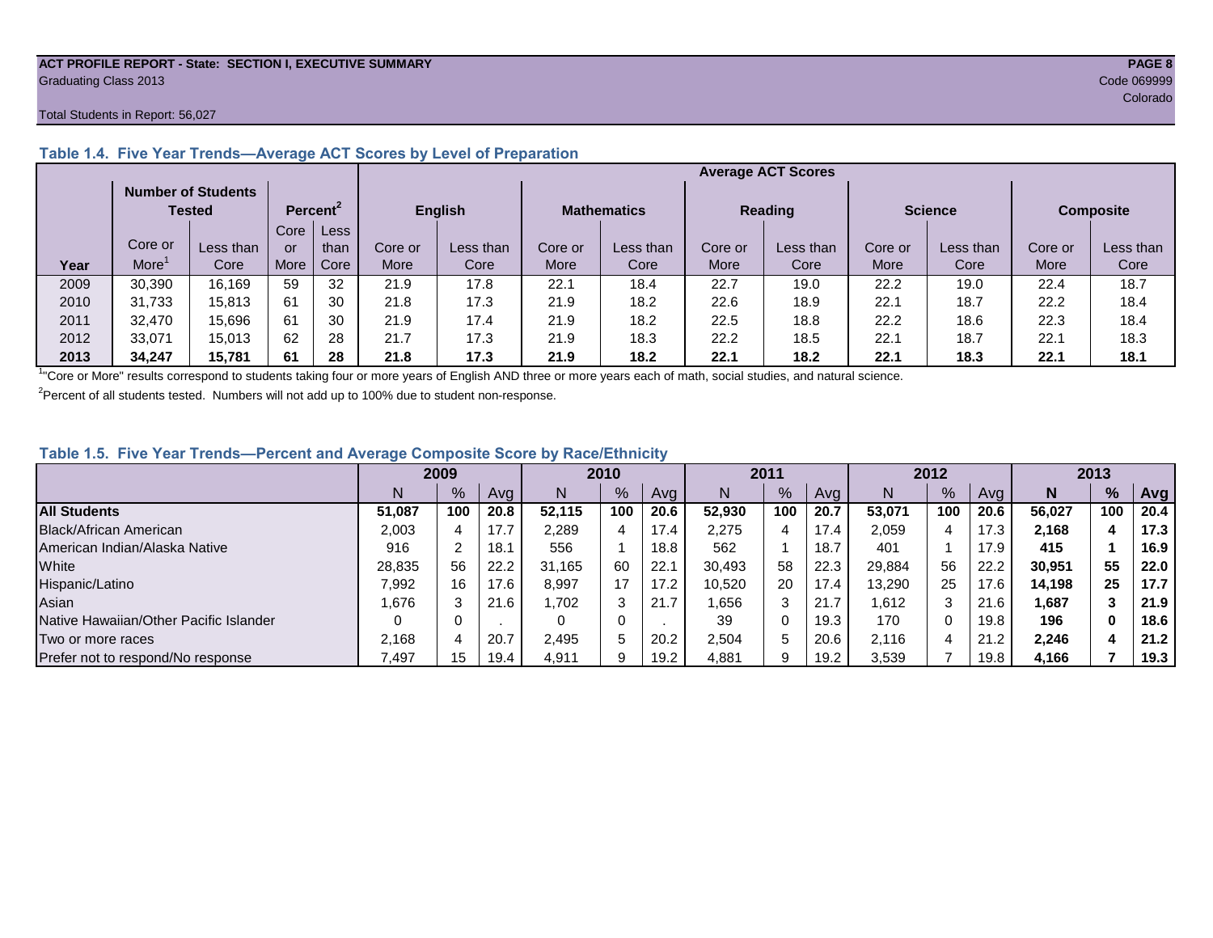**ACT PROFILE REPORT - State: SECTION I, EXECUTIVE SUMMARY**
Graduating Class 2013

Code 069999
Colorado

Total Students in Report: 56,027

### Table 1.4. Five Year Trends—Average ACT Scores by Level of Preparation

| | Number of Students Tested | | Percent[2] | | Average ACT Scores | | | | | | | | | |
|---|---|---|---|---|---|---|---|---|---|---|---|---|---|---|
| | | | | | English | | Mathematics | | Reading | | Science | | Composite | |
| Year | Core or More[1] | Less than Core | Core or More | Less than Core | Core or More | Less than Core | Core or More | Less than Core | Core or More | Less than Core | Core or More | Less than Core | Core or More | Less than Core |
| 2009 | 30,390 | 16,169 | 59 | 32 | 21.9 | 17.8 | 22.1 | 18.4 | 22.7 | 19.0 | 22.2 | 19.0 | 22.4 | 18.7 |
| 2010 | 31,733 | 15,813 | 61 | 30 | 21.8 | 17.3 | 21.9 | 18.2 | 22.6 | 18.9 | 22.1 | 18.7 | 22.2 | 18.4 |
| 2011 | 32,470 | 15,696 | 61 | 30 | 21.9 | 17.4 | 21.9 | 18.2 | 22.5 | 18.8 | 22.2 | 18.6 | 22.3 | 18.4 |
| 2012 | 33,071 | 15,013 | 62 | 28 | 21.7 | 17.3 | 21.9 | 18.3 | 22.2 | 18.5 | 22.1 | 18.7 | 22.1 | 18.3 |
| **2013** | **34,247** | **15,781** | **61** | **28** | **21.8** | **17.3** | **21.9** | **18.2** | **22.1** | **18.2** | **22.1** | **18.3** | **22.1** | **18.1** |

[1]"Core or More" results correspond to students taking four or more years of English AND three or more years each of math, social studies, and natural science.

[2]Percent of all students tested. Numbers will not add up to 100% due to student non-response.

### Table 1.5. Five Year Trends—Percent and Average Composite Score by Race/Ethnicity

| | 2009 | | | 2010 | | | 2011 | | | 2012 | | | 2013 | | |
|---|---|---|---|---|---|---|---|---|---|---|---|---|---|---|---|
| | N | % | Avg | N | % | Avg | N | % | Avg | N | % | Avg | **N** | **%** | **Avg** |
| **All Students** | **51,087** | **100** | **20.8** | **52,115** | **100** | **20.6** | **52,930** | **100** | **20.7** | **53,071** | **100** | **20.6** | **56,027** | **100** | **20.4** |
| Black/African American | 2,003 | 4 | 17.7 | 2,289 | 4 | 17.4 | 2,275 | 4 | 17.4 | 2,059 | 4 | 17.3 | **2,168** | **4** | **17.3** |
| American Indian/Alaska Native | 916 | 2 | 18.1 | 556 | 1 | 18.8 | 562 | 1 | 18.7 | 401 | 1 | 17.9 | **415** | **1** | **16.9** |
| White | 28,835 | 56 | 22.2 | 31,165 | 60 | 22.1 | 30,493 | 58 | 22.3 | 29,884 | 56 | 22.2 | **30,951** | **55** | **22.0** |
| Hispanic/Latino | 7,992 | 16 | 17.6 | 8,997 | 17 | 17.2 | 10,520 | 20 | 17.4 | 13,290 | 25 | 17.6 | **14,198** | **25** | **17.7** |
| Asian | 1,676 | 3 | 21.6 | 1,702 | 3 | 21.7 | 1,656 | 3 | 21.7 | 1,612 | 3 | 21.6 | **1,687** | **3** | **21.9** |
| Native Hawaiian/Other Pacific Islander | 0 | 0 | . | 0 | 0 | . | 39 | 0 | 19.3 | 170 | 0 | 19.8 | **196** | **0** | **18.6** |
| Two or more races | 2,168 | 4 | 20.7 | 2,495 | 5 | 20.2 | 2,504 | 5 | 20.6 | 2,116 | 4 | 21.2 | **2,246** | **4** | **21.2** |
| Prefer not to respond/No response | 7,497 | 15 | 19.4 | 4,911 | 9 | 19.2 | 4,881 | 9 | 19.2 | 3,539 | 7 | 19.8 | **4,166** | **7** | **19.3** |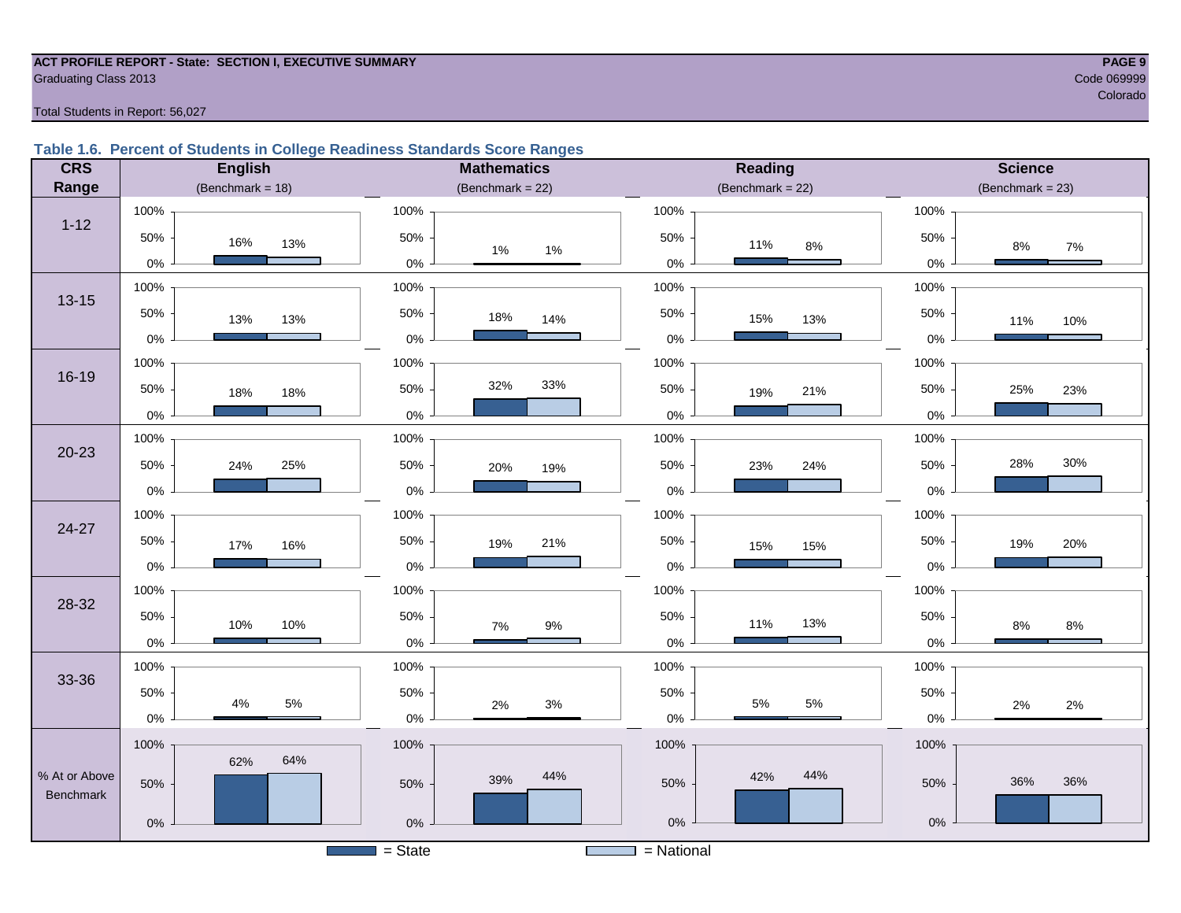ACT PROFILE REPORT - State: SECTION I, EXECUTIVE SUMMARY
Graduating Class 2013

Code 069999
Colorado

Total Students in Report: 56,027

### Table 1.6. Percent of Students in College Readiness Standards Score Ranges

| CRS Range | English (Benchmark = 18) State | English National | Mathematics (Benchmark = 22) State | Mathematics National | Reading (Benchmark = 22) State | Reading National | Science (Benchmark = 23) State | Science National |
|---|---|---|---|---|---|---|---|---|
| 1-12 | 16% | 13% | 1% | 1% | 11% | 8% | 8% | 7% |
| 13-15 | 13% | 13% | 18% | 14% | 15% | 13% | 11% | 10% |
| 16-19 | 18% | 18% | 32% | 33% | 19% | 21% | 25% | 23% |
| 20-23 | 24% | 25% | 20% | 19% | 23% | 24% | 28% | 30% |
| 24-27 | 17% | 16% | 19% | 21% | 15% | 15% | 19% | 20% |
| 28-32 | 10% | 10% | 7% | 9% | 11% | 13% | 8% | 8% |
| 33-36 | 4% | 5% | 2% | 3% | 5% | 5% | 2% | 2% |
| % At or Above Benchmark | 62% | 64% | 39% | 44% | 42% | 44% | 36% | 36% |

= State    = National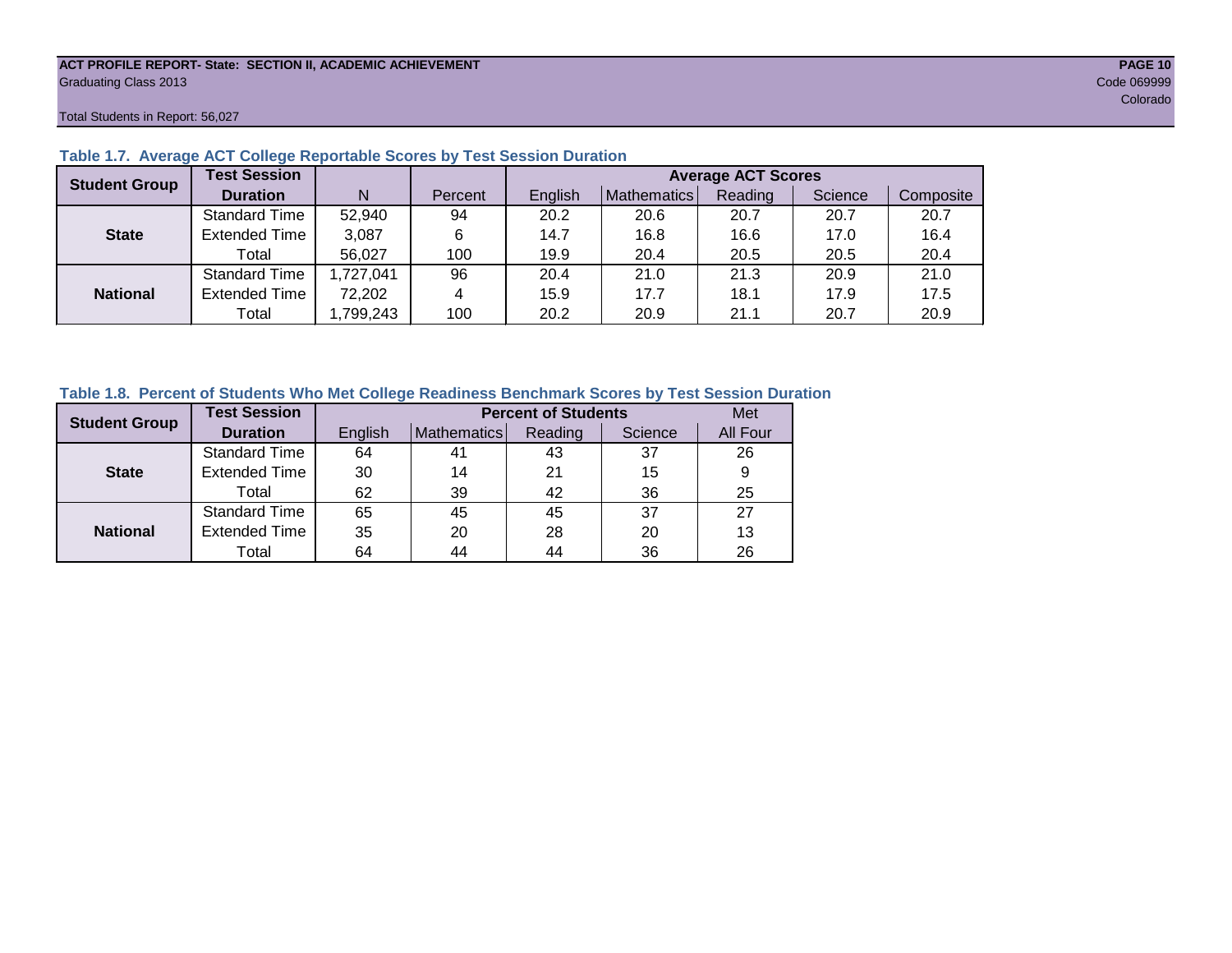**ACT PROFILE REPORT- State: SECTION II, ACADEMIC ACHIEVEMENT**
Graduating Class 2013

Code 069999
Colorado

Total Students in Report: 56,027

### Table 1.7. Average ACT College Reportable Scores by Test Session Duration

| Student Group | Test Session Duration | N | Percent | Average ACT Scores | | | | |
|---|---|---|---|---|---|---|---|---|
| | | | | English | Mathematics | Reading | Science | Composite |
| State | Standard Time | 52,940 | 94 | 20.2 | 20.6 | 20.7 | 20.7 | 20.7 |
| | Extended Time | 3,087 | 6 | 14.7 | 16.8 | 16.6 | 17.0 | 16.4 |
| | Total | 56,027 | 100 | 19.9 | 20.4 | 20.5 | 20.5 | 20.4 |
| National | Standard Time | 1,727,041 | 96 | 20.4 | 21.0 | 21.3 | 20.9 | 21.0 |
| | Extended Time | 72,202 | 4 | 15.9 | 17.7 | 18.1 | 17.9 | 17.5 |
| | Total | 1,799,243 | 100 | 20.2 | 20.9 | 21.1 | 20.7 | 20.9 |

### Table 1.8. Percent of Students Who Met College Readiness Benchmark Scores by Test Session Duration

| Student Group | Test Session Duration | Percent of Students | | | | Met |
|---|---|---|---|---|---|---|
| | | English | Mathematics | Reading | Science | All Four |
| State | Standard Time | 64 | 41 | 43 | 37 | 26 |
| | Extended Time | 30 | 14 | 21 | 15 | 9 |
| | Total | 62 | 39 | 42 | 36 | 25 |
| National | Standard Time | 65 | 45 | 45 | 37 | 27 |
| | Extended Time | 35 | 20 | 28 | 20 | 13 |
| | Total | 64 | 44 | 44 | 36 | 26 |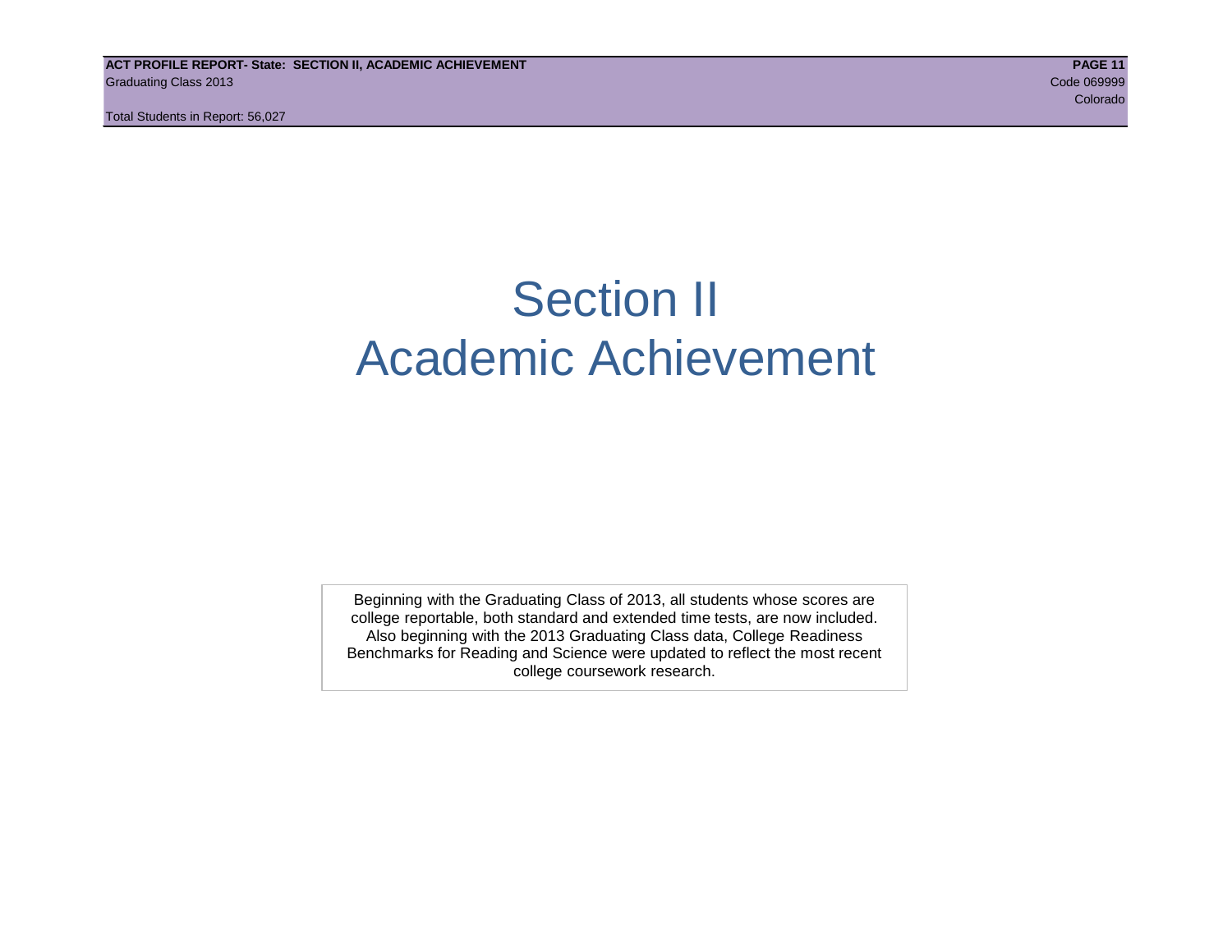# Section II
# Academic Achievement

Beginning with the Graduating Class of 2013, all students whose scores are college reportable, both standard and extended time tests, are now included. Also beginning with the 2013 Graduating Class data, College Readiness Benchmarks for Reading and Science were updated to reflect the most recent college coursework research.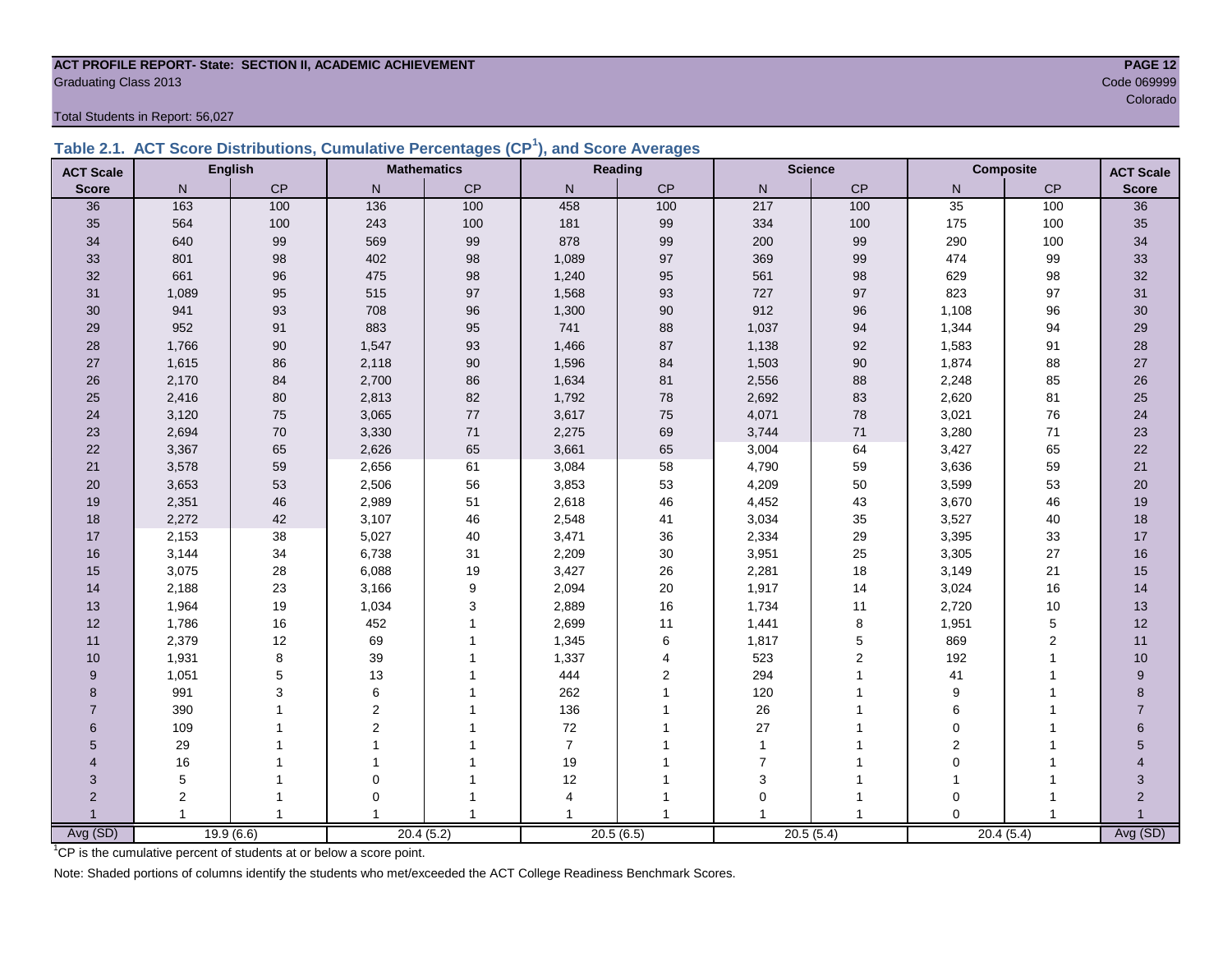**ACT PROFILE REPORT- State: SECTION II, ACADEMIC ACHIEVEMENT**
Graduating Class 2013
Code 069999
Colorado

Total Students in Report: 56,027

## Table 2.1. ACT Score Distributions, Cumulative Percentages (CP[1]), and Score Averages

| ACT Scale | English | | Mathematics | | Reading | | Science | | Composite | | ACT Scale |
|---|---|---|---|---|---|---|---|---|---|---|---|
| Score | N | CP | N | CP | N | CP | N | CP | N | CP | Score |
| 36 | 163 | 100 | 136 | 100 | 458 | 100 | 217 | 100 | 35 | 100 | 36 |
| 35 | 564 | 100 | 243 | 100 | 181 | 99 | 334 | 100 | 175 | 100 | 35 |
| 34 | 640 | 99 | 569 | 99 | 878 | 99 | 200 | 99 | 290 | 100 | 34 |
| 33 | 801 | 98 | 402 | 98 | 1,089 | 97 | 369 | 99 | 474 | 99 | 33 |
| 32 | 661 | 96 | 475 | 98 | 1,240 | 95 | 561 | 98 | 629 | 98 | 32 |
| 31 | 1,089 | 95 | 515 | 97 | 1,568 | 93 | 727 | 97 | 823 | 97 | 31 |
| 30 | 941 | 93 | 708 | 96 | 1,300 | 90 | 912 | 96 | 1,108 | 96 | 30 |
| 29 | 952 | 91 | 883 | 95 | 741 | 88 | 1,037 | 94 | 1,344 | 94 | 29 |
| 28 | 1,766 | 90 | 1,547 | 93 | 1,466 | 87 | 1,138 | 92 | 1,583 | 91 | 28 |
| 27 | 1,615 | 86 | 2,118 | 90 | 1,596 | 84 | 1,503 | 90 | 1,874 | 88 | 27 |
| 26 | 2,170 | 84 | 2,700 | 86 | 1,634 | 81 | 2,556 | 88 | 2,248 | 85 | 26 |
| 25 | 2,416 | 80 | 2,813 | 82 | 1,792 | 78 | 2,692 | 83 | 2,620 | 81 | 25 |
| 24 | 3,120 | 75 | 3,065 | 77 | 3,617 | 75 | 4,071 | 78 | 3,021 | 76 | 24 |
| 23 | 2,694 | 70 | 3,330 | 71 | 2,275 | 69 | 3,744 | 71 | 3,280 | 71 | 23 |
| 22 | 3,367 | 65 | 2,626 | 65 | 3,661 | 65 | 3,004 | 64 | 3,427 | 65 | 22 |
| 21 | 3,578 | 59 | 2,656 | 61 | 3,084 | 58 | 4,790 | 59 | 3,636 | 59 | 21 |
| 20 | 3,653 | 53 | 2,506 | 56 | 3,853 | 53 | 4,209 | 50 | 3,599 | 53 | 20 |
| 19 | 2,351 | 46 | 2,989 | 51 | 2,618 | 46 | 4,452 | 43 | 3,670 | 46 | 19 |
| 18 | 2,272 | 42 | 3,107 | 46 | 2,548 | 41 | 3,034 | 35 | 3,527 | 40 | 18 |
| 17 | 2,153 | 38 | 5,027 | 40 | 3,471 | 36 | 2,334 | 29 | 3,395 | 33 | 17 |
| 16 | 3,144 | 34 | 6,738 | 31 | 2,209 | 30 | 3,951 | 25 | 3,305 | 27 | 16 |
| 15 | 3,075 | 28 | 6,088 | 19 | 3,427 | 26 | 2,281 | 18 | 3,149 | 21 | 15 |
| 14 | 2,188 | 23 | 3,166 | 9 | 2,094 | 20 | 1,917 | 14 | 3,024 | 16 | 14 |
| 13 | 1,964 | 19 | 1,034 | 3 | 2,889 | 16 | 1,734 | 11 | 2,720 | 10 | 13 |
| 12 | 1,786 | 16 | 452 | 1 | 2,699 | 11 | 1,441 | 8 | 1,951 | 5 | 12 |
| 11 | 2,379 | 12 | 69 | 1 | 1,345 | 6 | 1,817 | 5 | 869 | 2 | 11 |
| 10 | 1,931 | 8 | 39 | 1 | 1,337 | 4 | 523 | 2 | 192 | 1 | 10 |
| 9 | 1,051 | 5 | 13 | 1 | 444 | 2 | 294 | 1 | 41 | 1 | 9 |
| 8 | 991 | 3 | 6 | 1 | 262 | 1 | 120 | 1 | 9 | 1 | 8 |
| 7 | 390 | 1 | 2 | 1 | 136 | 1 | 26 | 1 | 6 | 1 | 7 |
| 6 | 109 | 1 | 2 | 1 | 72 | 1 | 27 | 1 | 0 | 1 | 6 |
| 5 | 29 | 1 | 1 | 1 | 7 | 1 | 1 | 1 | 2 | 1 | 5 |
| 4 | 16 | 1 | 1 | 1 | 19 | 1 | 7 | 1 | 0 | 1 | 4 |
| 3 | 5 | 1 | 0 | 1 | 12 | 1 | 3 | 1 | 1 | 1 | 3 |
| 2 | 2 | 1 | 0 | 1 | 4 | 1 | 0 | 1 | 0 | 1 | 2 |
| 1 | 1 | 1 | 1 | 1 | 1 | 1 | 1 | 1 | 0 | 1 | 1 |
| Avg (SD) | 19.9 (6.6) | | 20.4 (5.2) | | 20.5 (6.5) | | 20.5 (5.4) | | 20.4 (5.4) | | Avg (SD) |

[1]CP is the cumulative percent of students at or below a score point.

Note: Shaded portions of columns identify the students who met/exceeded the ACT College Readiness Benchmark Scores.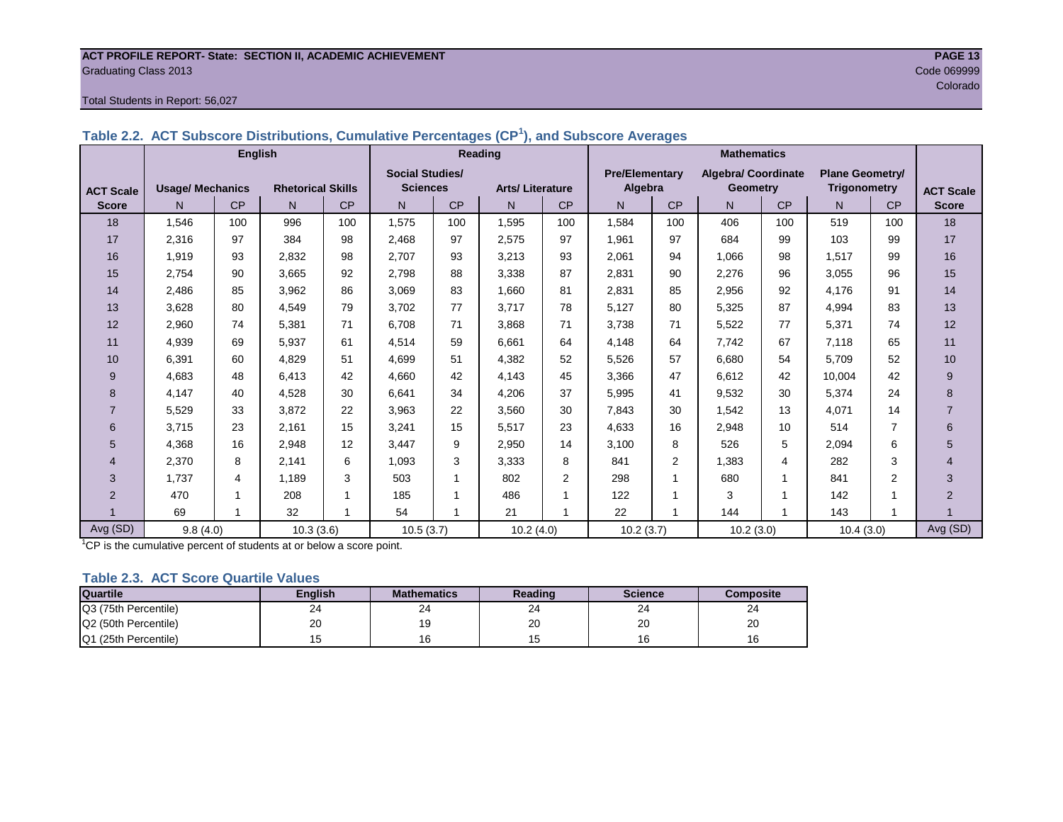ACT PROFILE REPORT- State: SECTION II, ACADEMIC ACHIEVEMENT
Graduating Class 2013
Code 069999
Colorado

Total Students in Report: 56,027

### Table 2.2. ACT Subscore Distributions, Cumulative Percentages (CP[1]), and Subscore Averages

| | English | | | | Reading | | | | Mathematics | | | | | | |
|---|---|---|---|---|---|---|---|---|---|---|---|---|---|---|---|
| ACT Scale Score | Usage/ Mechanics | | Rhetorical Skills | | Social Studies/ Sciences | | Arts/ Literature | | Pre/Elementary Algebra | | Algebra/ Coordinate Geometry | | Plane Geometry/ Trigonometry | | ACT Scale Score |
| | N | CP | N | CP | N | CP | N | CP | N | CP | N | CP | N | CP | |
| 18 | 1,546 | 100 | 996 | 100 | 1,575 | 100 | 1,595 | 100 | 1,584 | 100 | 406 | 100 | 519 | 100 | 18 |
| 17 | 2,316 | 97 | 384 | 98 | 2,468 | 97 | 2,575 | 97 | 1,961 | 97 | 684 | 99 | 103 | 99 | 17 |
| 16 | 1,919 | 93 | 2,832 | 98 | 2,707 | 93 | 3,213 | 93 | 2,061 | 94 | 1,066 | 98 | 1,517 | 99 | 16 |
| 15 | 2,754 | 90 | 3,665 | 92 | 2,798 | 88 | 3,338 | 87 | 2,831 | 90 | 2,276 | 96 | 3,055 | 96 | 15 |
| 14 | 2,486 | 85 | 3,962 | 86 | 3,069 | 83 | 1,660 | 81 | 2,831 | 85 | 2,956 | 92 | 4,176 | 91 | 14 |
| 13 | 3,628 | 80 | 4,549 | 79 | 3,702 | 77 | 3,717 | 78 | 5,127 | 80 | 5,325 | 87 | 4,994 | 83 | 13 |
| 12 | 2,960 | 74 | 5,381 | 71 | 6,708 | 71 | 3,868 | 71 | 3,738 | 71 | 5,522 | 77 | 5,371 | 74 | 12 |
| 11 | 4,939 | 69 | 5,937 | 61 | 4,514 | 59 | 6,661 | 64 | 4,148 | 64 | 7,742 | 67 | 7,118 | 65 | 11 |
| 10 | 6,391 | 60 | 4,829 | 51 | 4,699 | 51 | 4,382 | 52 | 5,526 | 57 | 6,680 | 54 | 5,709 | 52 | 10 |
| 9 | 4,683 | 48 | 6,413 | 42 | 4,660 | 42 | 4,143 | 45 | 3,366 | 47 | 6,612 | 42 | 10,004 | 42 | 9 |
| 8 | 4,147 | 40 | 4,528 | 30 | 6,641 | 34 | 4,206 | 37 | 5,995 | 41 | 9,532 | 30 | 5,374 | 24 | 8 |
| 7 | 5,529 | 33 | 3,872 | 22 | 3,963 | 22 | 3,560 | 30 | 7,843 | 30 | 1,542 | 13 | 4,071 | 14 | 7 |
| 6 | 3,715 | 23 | 2,161 | 15 | 3,241 | 15 | 5,517 | 23 | 4,633 | 16 | 2,948 | 10 | 514 | 7 | 6 |
| 5 | 4,368 | 16 | 2,948 | 12 | 3,447 | 9 | 2,950 | 14 | 3,100 | 8 | 526 | 5 | 2,094 | 6 | 5 |
| 4 | 2,370 | 8 | 2,141 | 6 | 1,093 | 3 | 3,333 | 8 | 841 | 2 | 1,383 | 4 | 282 | 3 | 4 |
| 3 | 1,737 | 4 | 1,189 | 3 | 503 | 1 | 802 | 2 | 298 | 1 | 680 | 1 | 841 | 2 | 3 |
| 2 | 470 | 1 | 208 | 1 | 185 | 1 | 486 | 1 | 122 | 1 | 3 | 1 | 142 | 1 | 2 |
| 1 | 69 | 1 | 32 | 1 | 54 | 1 | 21 | 1 | 22 | 1 | 144 | 1 | 143 | 1 | 1 |
| Avg (SD) | 9.8 (4.0) | | 10.3 (3.6) | | 10.5 (3.7) | | 10.2 (4.0) | | 10.2 (3.7) | | 10.2 (3.0) | | 10.4 (3.0) | | Avg (SD) |

[1]CP is the cumulative percent of students at or below a score point.

### Table 2.3. ACT Score Quartile Values

| Quartile | English | Mathematics | Reading | Science | Composite |
|---|---|---|---|---|---|
| Q3 (75th Percentile) | 24 | 24 | 24 | 24 | 24 |
| Q2 (50th Percentile) | 20 | 19 | 20 | 20 | 20 |
| Q1 (25th Percentile) | 15 | 16 | 15 | 16 | 16 |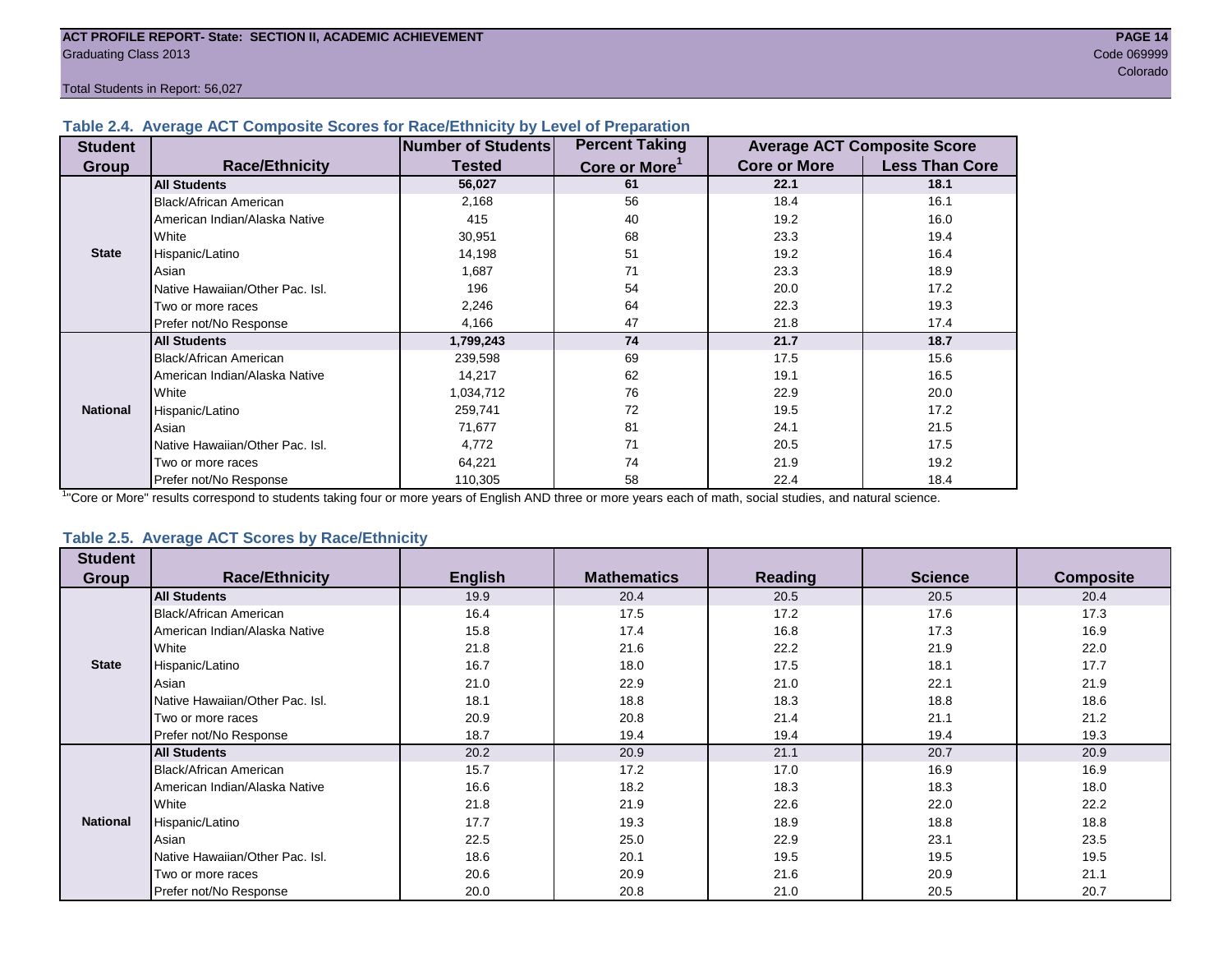ACT PROFILE REPORT- State: SECTION II, ACADEMIC ACHIEVEMENT
Graduating Class 2013
Code 069999
Colorado

Total Students in Report: 56,027

### Table 2.4. Average ACT Composite Scores for Race/Ethnicity by Level of Preparation

| Student Group | Race/Ethnicity | Number of Students Tested | Percent Taking Core or More[1] | Average ACT Composite Score | |
|---|---|---|---|---|---|
| | | | | Core or More | Less Than Core |
| State | **All Students** | **56,027** | **61** | **22.1** | **18.1** |
| | Black/African American | 2,168 | 56 | 18.4 | 16.1 |
| | American Indian/Alaska Native | 415 | 40 | 19.2 | 16.0 |
| | White | 30,951 | 68 | 23.3 | 19.4 |
| | Hispanic/Latino | 14,198 | 51 | 19.2 | 16.4 |
| | Asian | 1,687 | 71 | 23.3 | 18.9 |
| | Native Hawaiian/Other Pac. Isl. | 196 | 54 | 20.0 | 17.2 |
| | Two or more races | 2,246 | 64 | 22.3 | 19.3 |
| | Prefer not/No Response | 4,166 | 47 | 21.8 | 17.4 |
| National | **All Students** | **1,799,243** | **74** | **21.7** | **18.7** |
| | Black/African American | 239,598 | 69 | 17.5 | 15.6 |
| | American Indian/Alaska Native | 14,217 | 62 | 19.1 | 16.5 |
| | White | 1,034,712 | 76 | 22.9 | 20.0 |
| | Hispanic/Latino | 259,741 | 72 | 19.5 | 17.2 |
| | Asian | 71,677 | 81 | 24.1 | 21.5 |
| | Native Hawaiian/Other Pac. Isl. | 4,772 | 71 | 20.5 | 17.5 |
| | Two or more races | 64,221 | 74 | 21.9 | 19.2 |
| | Prefer not/No Response | 110,305 | 58 | 22.4 | 18.4 |

[1]"Core or More" results correspond to students taking four or more years of English AND three or more years each of math, social studies, and natural science.

### Table 2.5. Average ACT Scores by Race/Ethnicity

| Student Group | Race/Ethnicity | English | Mathematics | Reading | Science | Composite |
|---|---|---|---|---|---|---|
| State | **All Students** | 19.9 | 20.4 | 20.5 | 20.5 | 20.4 |
| | Black/African American | 16.4 | 17.5 | 17.2 | 17.6 | 17.3 |
| | American Indian/Alaska Native | 15.8 | 17.4 | 16.8 | 17.3 | 16.9 |
| | White | 21.8 | 21.6 | 22.2 | 21.9 | 22.0 |
| | Hispanic/Latino | 16.7 | 18.0 | 17.5 | 18.1 | 17.7 |
| | Asian | 21.0 | 22.9 | 21.0 | 22.1 | 21.9 |
| | Native Hawaiian/Other Pac. Isl. | 18.1 | 18.8 | 18.3 | 18.8 | 18.6 |
| | Two or more races | 20.9 | 20.8 | 21.4 | 21.1 | 21.2 |
| | Prefer not/No Response | 18.7 | 19.4 | 19.4 | 19.4 | 19.3 |
| National | **All Students** | 20.2 | 20.9 | 21.1 | 20.7 | 20.9 |
| | Black/African American | 15.7 | 17.2 | 17.0 | 16.9 | 16.9 |
| | American Indian/Alaska Native | 16.6 | 18.2 | 18.3 | 18.3 | 18.0 |
| | White | 21.8 | 21.9 | 22.6 | 22.0 | 22.2 |
| | Hispanic/Latino | 17.7 | 19.3 | 18.9 | 18.8 | 18.8 |
| | Asian | 22.5 | 25.0 | 22.9 | 23.1 | 23.5 |
| | Native Hawaiian/Other Pac. Isl. | 18.6 | 20.1 | 19.5 | 19.5 | 19.5 |
| | Two or more races | 20.6 | 20.9 | 21.6 | 20.9 | 21.1 |
| | Prefer not/No Response | 20.0 | 20.8 | 21.0 | 20.5 | 20.7 |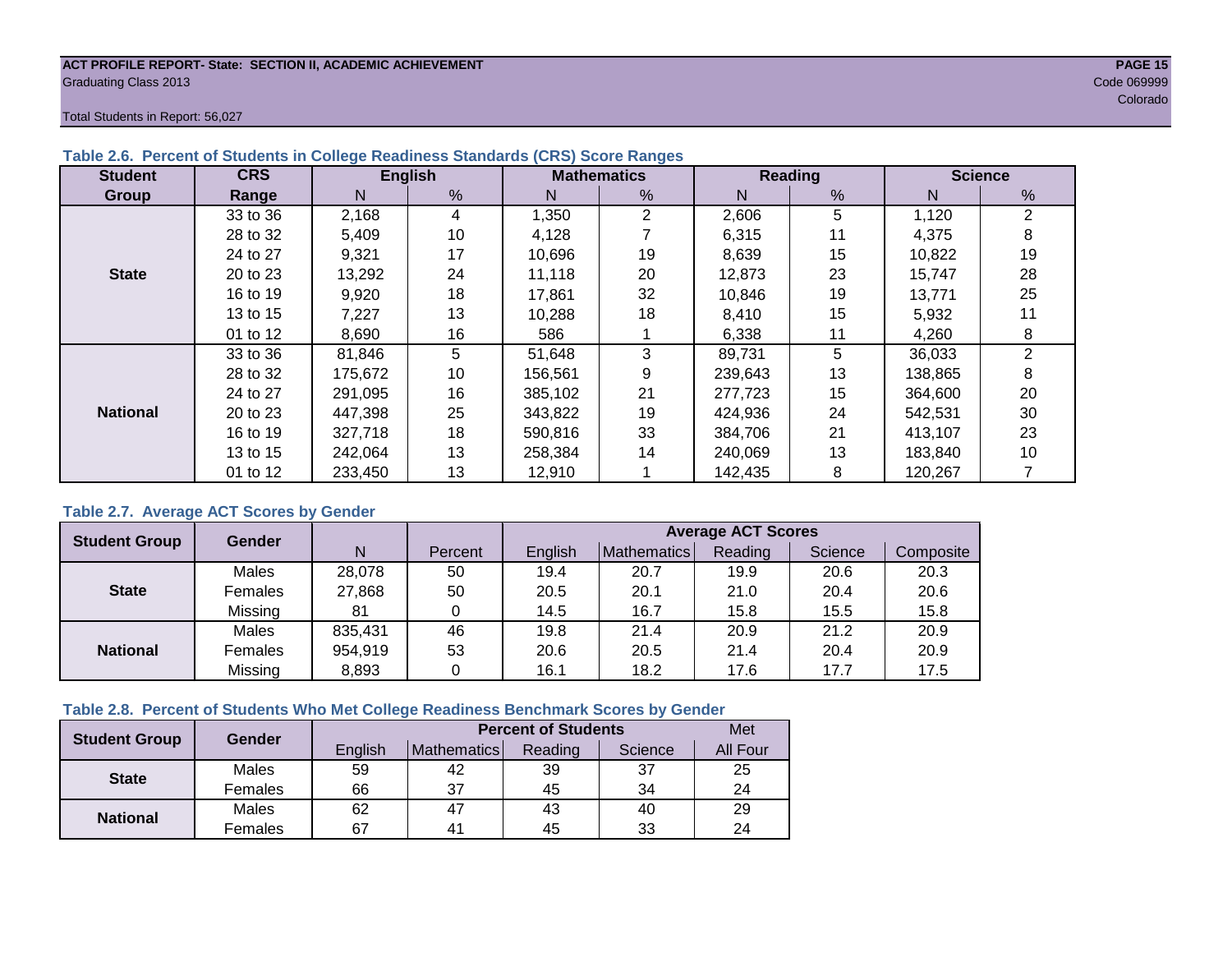**ACT PROFILE REPORT- State: SECTION II, ACADEMIC ACHIEVEMENT**
Graduating Class 2013

Code 069999
Colorado

Total Students in Report: 56,027

### Table 2.6. Percent of Students in College Readiness Standards (CRS) Score Ranges

| Student Group | CRS Range | English | | Mathematics | | Reading | | Science | |
|---|---|---|---|---|---|---|---|---|---|
| | | N | % | N | % | N | % | N | % |
| State | 33 to 36 | 2,168 | 4 | 1,350 | 2 | 2,606 | 5 | 1,120 | 2 |
| | 28 to 32 | 5,409 | 10 | 4,128 | 7 | 6,315 | 11 | 4,375 | 8 |
| | 24 to 27 | 9,321 | 17 | 10,696 | 19 | 8,639 | 15 | 10,822 | 19 |
| | 20 to 23 | 13,292 | 24 | 11,118 | 20 | 12,873 | 23 | 15,747 | 28 |
| | 16 to 19 | 9,920 | 18 | 17,861 | 32 | 10,846 | 19 | 13,771 | 25 |
| | 13 to 15 | 7,227 | 13 | 10,288 | 18 | 8,410 | 15 | 5,932 | 11 |
| | 01 to 12 | 8,690 | 16 | 586 | 1 | 6,338 | 11 | 4,260 | 8 |
| National | 33 to 36 | 81,846 | 5 | 51,648 | 3 | 89,731 | 5 | 36,033 | 2 |
| | 28 to 32 | 175,672 | 10 | 156,561 | 9 | 239,643 | 13 | 138,865 | 8 |
| | 24 to 27 | 291,095 | 16 | 385,102 | 21 | 277,723 | 15 | 364,600 | 20 |
| | 20 to 23 | 447,398 | 25 | 343,822 | 19 | 424,936 | 24 | 542,531 | 30 |
| | 16 to 19 | 327,718 | 18 | 590,816 | 33 | 384,706 | 21 | 413,107 | 23 |
| | 13 to 15 | 242,064 | 13 | 258,384 | 14 | 240,069 | 13 | 183,840 | 10 |
| | 01 to 12 | 233,450 | 13 | 12,910 | 1 | 142,435 | 8 | 120,267 | 7 |

### Table 2.7. Average ACT Scores by Gender

| Student Group | Gender | N | Percent | Average ACT Scores | | | | |
|---|---|---|---|---|---|---|---|---|
| | | | | English | Mathematics | Reading | Science | Composite |
| State | Males | 28,078 | 50 | 19.4 | 20.7 | 19.9 | 20.6 | 20.3 |
| | Females | 27,868 | 50 | 20.5 | 20.1 | 21.0 | 20.4 | 20.6 |
| | Missing | 81 | 0 | 14.5 | 16.7 | 15.8 | 15.5 | 15.8 |
| National | Males | 835,431 | 46 | 19.8 | 21.4 | 20.9 | 21.2 | 20.9 |
| | Females | 954,919 | 53 | 20.6 | 20.5 | 21.4 | 20.4 | 20.9 |
| | Missing | 8,893 | 0 | 16.1 | 18.2 | 17.6 | 17.7 | 17.5 |

### Table 2.8. Percent of Students Who Met College Readiness Benchmark Scores by Gender

| Student Group | Gender | Percent of Students | | | | Met |
|---|---|---|---|---|---|---|
| | | English | Mathematics | Reading | Science | All Four |
| State | Males | 59 | 42 | 39 | 37 | 25 |
| | Females | 66 | 37 | 45 | 34 | 24 |
| National | Males | 62 | 47 | 43 | 40 | 29 |
| | Females | 67 | 41 | 45 | 33 | 24 |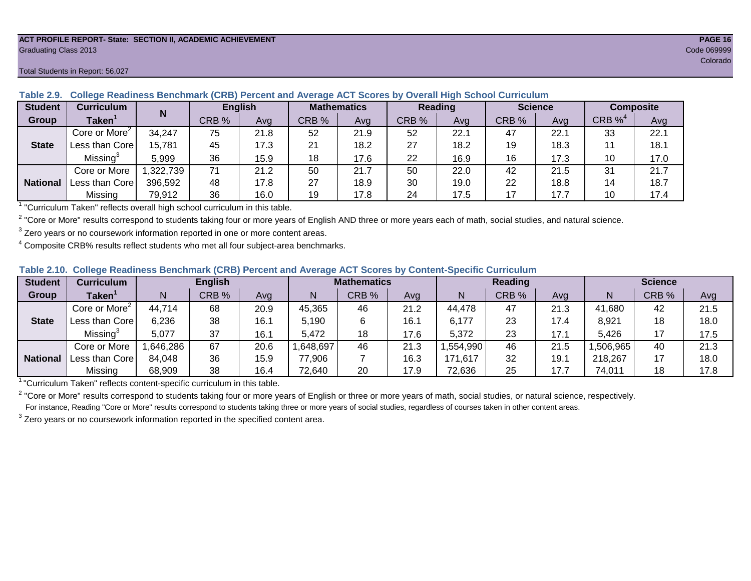ACT PROFILE REPORT- State: SECTION II, ACADEMIC ACHIEVEMENT
Graduating Class 2013
Code 069999
Colorado

Total Students in Report: 56,027

**Table 2.9. College Readiness Benchmark (CRB) Percent and Average ACT Scores by Overall High School Curriculum**

| Student Group | Curriculum Taken[1] | N | English | | Mathematics | | Reading | | Science | | Composite | |
|---|---|---|---|---|---|---|---|---|---|---|---|---|
| | | | CRB % | Avg | CRB % | Avg | CRB % | Avg | CRB % | Avg | CRB %[4] | Avg |
| State | Core or More[2] | 34,247 | 75 | 21.8 | 52 | 21.9 | 52 | 22.1 | 47 | 22.1 | 33 | 22.1 |
| | Less than Core | 15,781 | 45 | 17.3 | 21 | 18.2 | 27 | 18.2 | 19 | 18.3 | 11 | 18.1 |
| | Missing[3] | 5,999 | 36 | 15.9 | 18 | 17.6 | 22 | 16.9 | 16 | 17.3 | 10 | 17.0 |
| National | Core or More | 1,322,739 | 71 | 21.2 | 50 | 21.7 | 50 | 22.0 | 42 | 21.5 | 31 | 21.7 |
| | Less than Core | 396,592 | 48 | 17.8 | 27 | 18.9 | 30 | 19.0 | 22 | 18.8 | 14 | 18.7 |
| | Missing | 79,912 | 36 | 16.0 | 19 | 17.8 | 24 | 17.5 | 17 | 17.7 | 10 | 17.4 |

[1] "Curriculum Taken" reflects overall high school curriculum in this table.

[2] "Core or More" results correspond to students taking four or more years of English AND three or more years each of math, social studies, and natural science.

[3] Zero years or no coursework information reported in one or more content areas.

[4] Composite CRB% results reflect students who met all four subject-area benchmarks.

**Table 2.10. College Readiness Benchmark (CRB) Percent and Average ACT Scores by Content-Specific Curriculum**

| Student Group | Curriculum Taken[1] | English | | | Mathematics | | | Reading | | | Science | | |
|---|---|---|---|---|---|---|---|---|---|---|---|---|---|
| | | N | CRB % | Avg | N | CRB % | Avg | N | CRB % | Avg | N | CRB % | Avg |
| State | Core or More[2] | 44,714 | 68 | 20.9 | 45,365 | 46 | 21.2 | 44,478 | 47 | 21.3 | 41,680 | 42 | 21.5 |
| | Less than Core | 6,236 | 38 | 16.1 | 5,190 | 6 | 16.1 | 6,177 | 23 | 17.4 | 8,921 | 18 | 18.0 |
| | Missing[3] | 5,077 | 37 | 16.1 | 5,472 | 18 | 17.6 | 5,372 | 23 | 17.1 | 5,426 | 17 | 17.5 |
| National | Core or More | 1,646,286 | 67 | 20.6 | 1,648,697 | 46 | 21.3 | 1,554,990 | 46 | 21.5 | 1,506,965 | 40 | 21.3 |
| | Less than Core | 84,048 | 36 | 15.9 | 77,906 | 7 | 16.3 | 171,617 | 32 | 19.1 | 218,267 | 17 | 18.0 |
| | Missing | 68,909 | 38 | 16.4 | 72,640 | 20 | 17.9 | 72,636 | 25 | 17.7 | 74,011 | 18 | 17.8 |

[1] "Curriculum Taken" reflects content-specific curriculum in this table.

[2] "Core or More" results correspond to students taking four or more years of English or three or more years of math, social studies, or natural science, respectively.
For instance, Reading "Core or More" results correspond to students taking three or more years of social studies, regardless of courses taken in other content areas.

[3] Zero years or no coursework information reported in the specified content area.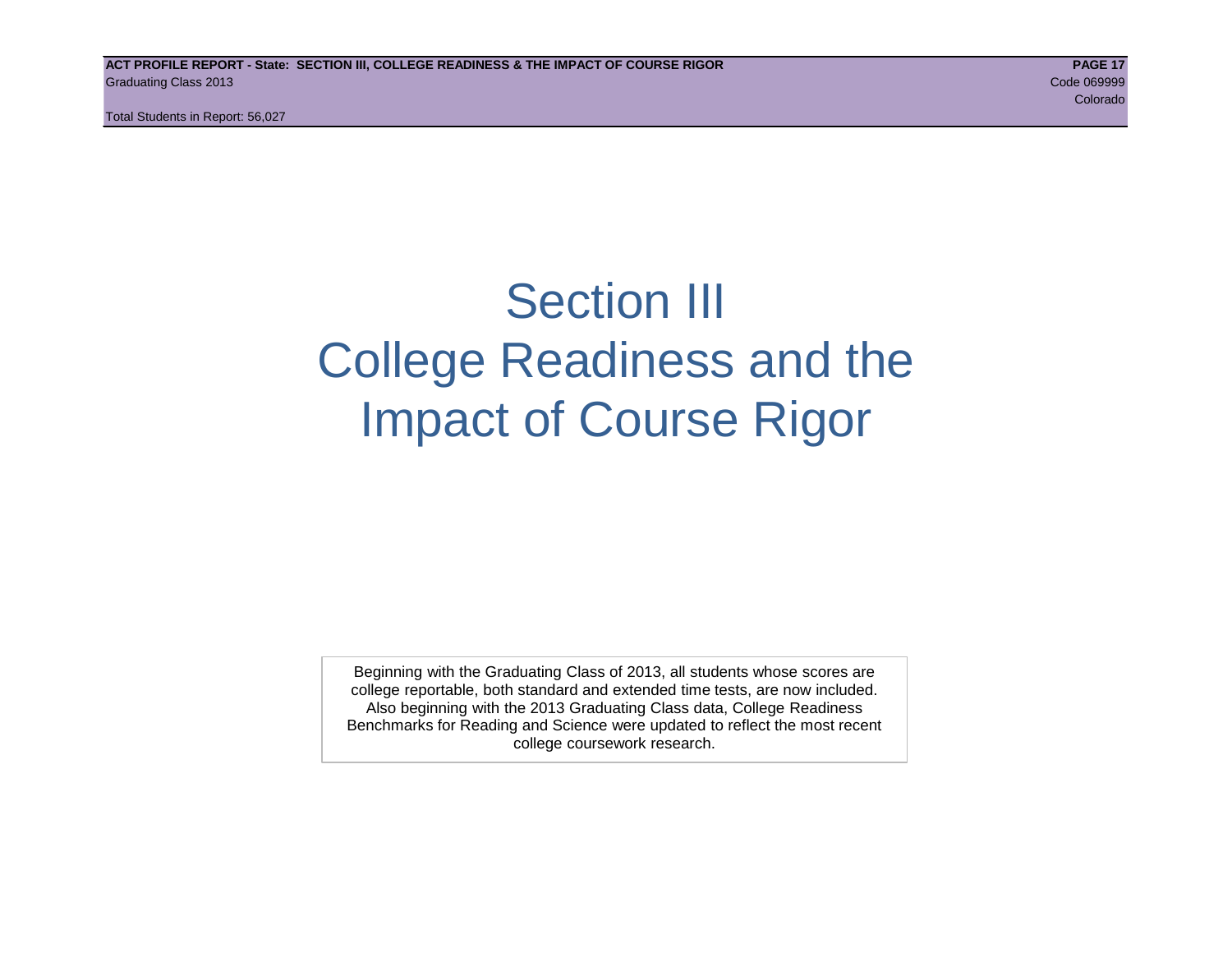# Section III
# College Readiness and the Impact of Course Rigor

Beginning with the Graduating Class of 2013, all students whose scores are college reportable, both standard and extended time tests, are now included. Also beginning with the 2013 Graduating Class data, College Readiness Benchmarks for Reading and Science were updated to reflect the most recent college coursework research.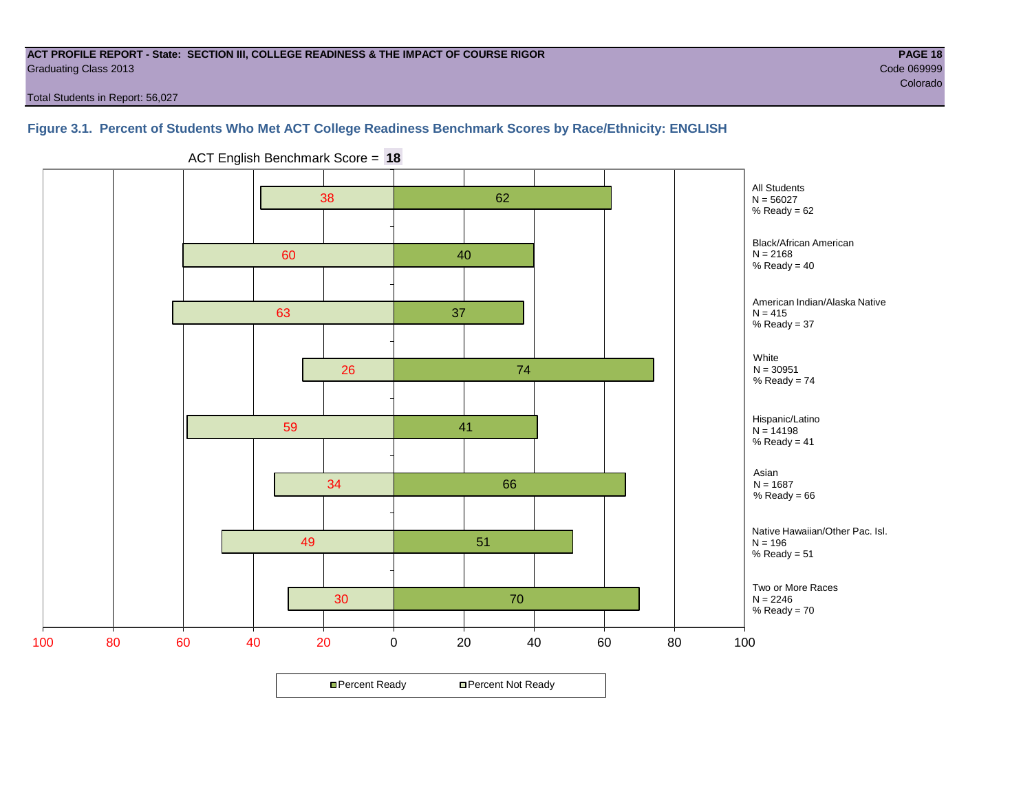**ACT PROFILE REPORT - State: SECTION III, COLLEGE READINESS & THE IMPACT OF COURSE RIGOR**
Graduating Class 2013

Code 069999
Colorado

Total Students in Report: 56,027

### Figure 3.1. Percent of Students Who Met ACT College Readiness Benchmark Scores by Race/Ethnicity: ENGLISH

ACT English Benchmark Score = **18**

| Group | N | Percent Not Ready | Percent Ready |
|---|---|---|---|
| All Students | 56027 | 38 | 62 |
| Black/African American | 2168 | 60 | 40 |
| American Indian/Alaska Native | 415 | 63 | 37 |
| White | 30951 | 26 | 74 |
| Hispanic/Latino | 14198 | 59 | 41 |
| Asian | 1687 | 34 | 66 |
| Native Hawaiian/Other Pac. Isl. | 196 | 49 | 51 |
| Two or More Races | 2246 | 30 | 70 |

Percent Ready / Percent Not Ready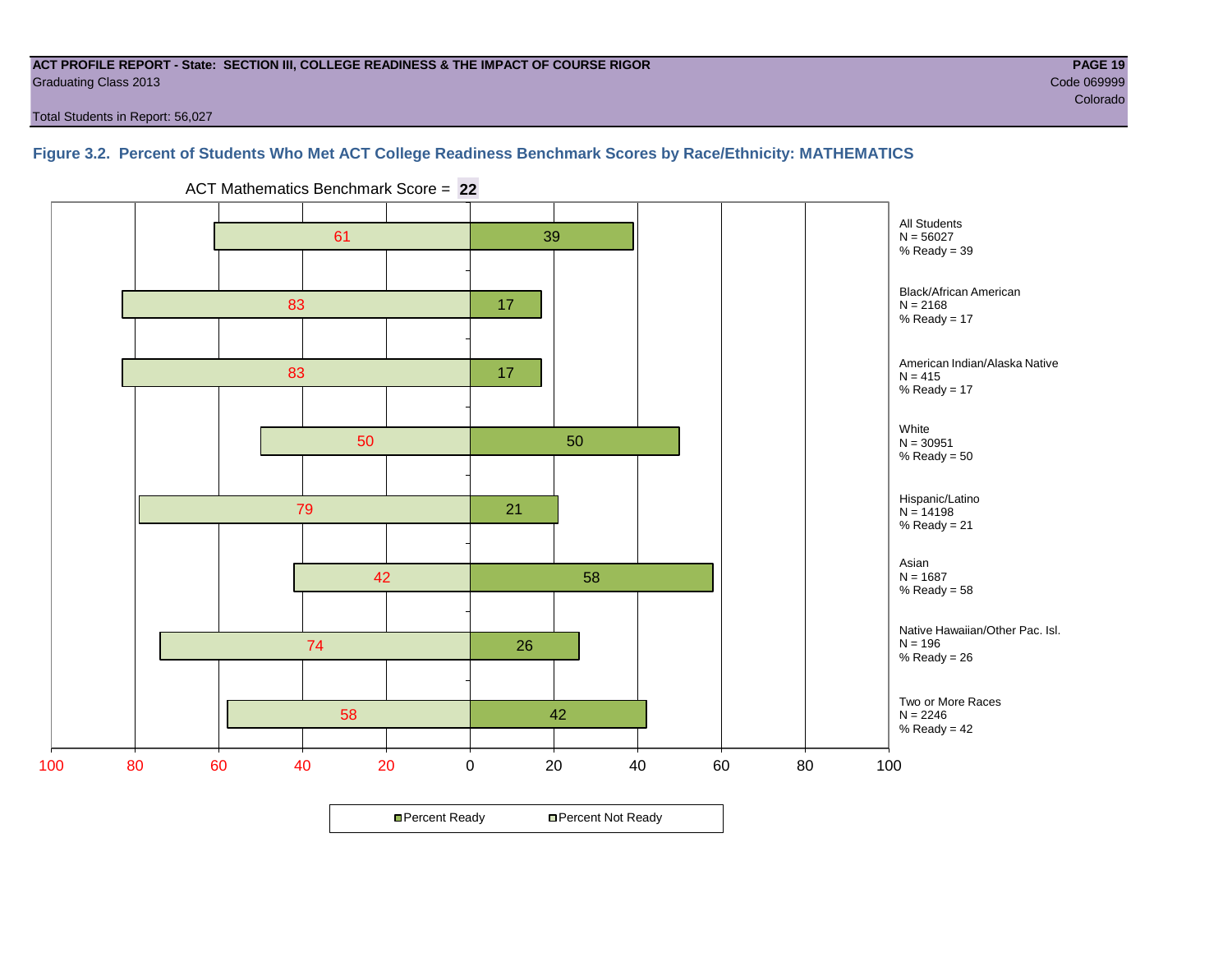**ACT PROFILE REPORT - State: SECTION III, COLLEGE READINESS & THE IMPACT OF COURSE RIGOR**
Graduating Class 2013

Code 069999
Colorado

Total Students in Report: 56,027

### Figure 3.2. Percent of Students Who Met ACT College Readiness Benchmark Scores by Race/Ethnicity: MATHEMATICS

ACT Mathematics Benchmark Score = **22**

| Group | N | Percent Not Ready | Percent Ready |
|---|---|---|---|
| All Students | 56027 | 61 | 39 |
| Black/African American | 2168 | 83 | 17 |
| American Indian/Alaska Native | 415 | 83 | 17 |
| White | 30951 | 50 | 50 |
| Hispanic/Latino | 14198 | 79 | 21 |
| Asian | 1687 | 42 | 58 |
| Native Hawaiian/Other Pac. Isl. | 196 | 74 | 26 |
| Two or More Races | 2246 | 58 | 42 |

All Students
N = 56027
% Ready = 39

Black/African American
N = 2168
% Ready = 17

American Indian/Alaska Native
N = 415
% Ready = 17

White
N = 30951
% Ready = 50

Hispanic/Latino
N = 14198
% Ready = 21

Asian
N = 1687
% Ready = 58

Native Hawaiian/Other Pac. Isl.
N = 196
% Ready = 26

Two or More Races
N = 2246
% Ready = 42

Percent Ready / Percent Not Ready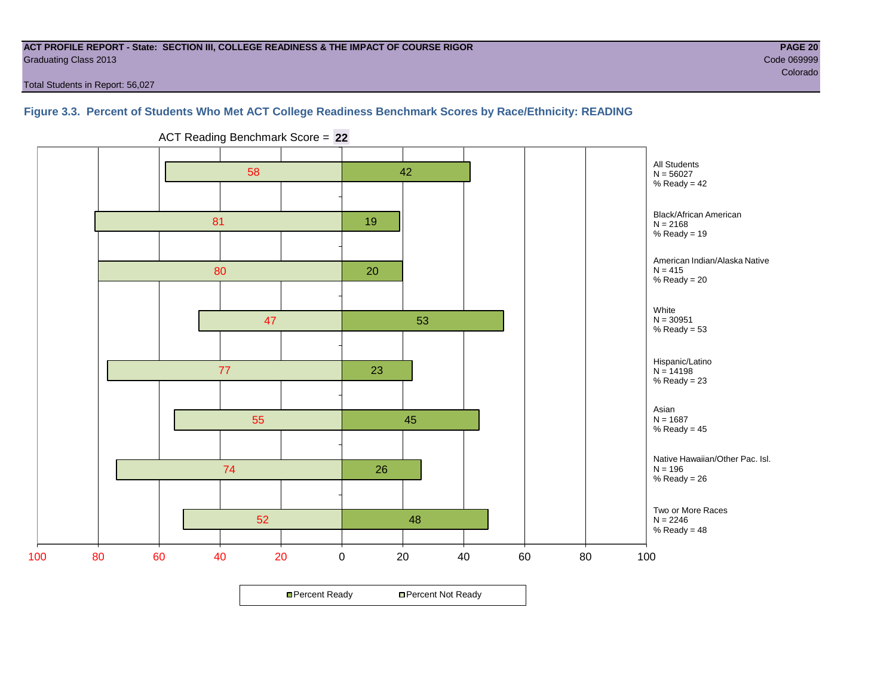**ACT PROFILE REPORT - State: SECTION III, COLLEGE READINESS & THE IMPACT OF COURSE RIGOR**
Graduating Class 2013

Code 069999
Colorado

Total Students in Report: 56,027

### Figure 3.3. Percent of Students Who Met ACT College Readiness Benchmark Scores by Race/Ethnicity: READING

ACT Reading Benchmark Score = **22**

| Group | N | Percent Not Ready | Percent Ready |
|---|---|---|---|
| All Students | 56027 | 58 | 42 |
| Black/African American | 2168 | 81 | 19 |
| American Indian/Alaska Native | 415 | 80 | 20 |
| White | 30951 | 47 | 53 |
| Hispanic/Latino | 14198 | 77 | 23 |
| Asian | 1687 | 55 | 45 |
| Native Hawaiian/Other Pac. Isl. | 196 | 74 | 26 |
| Two or More Races | 2246 | 52 | 48 |

■ Percent Ready □ Percent Not Ready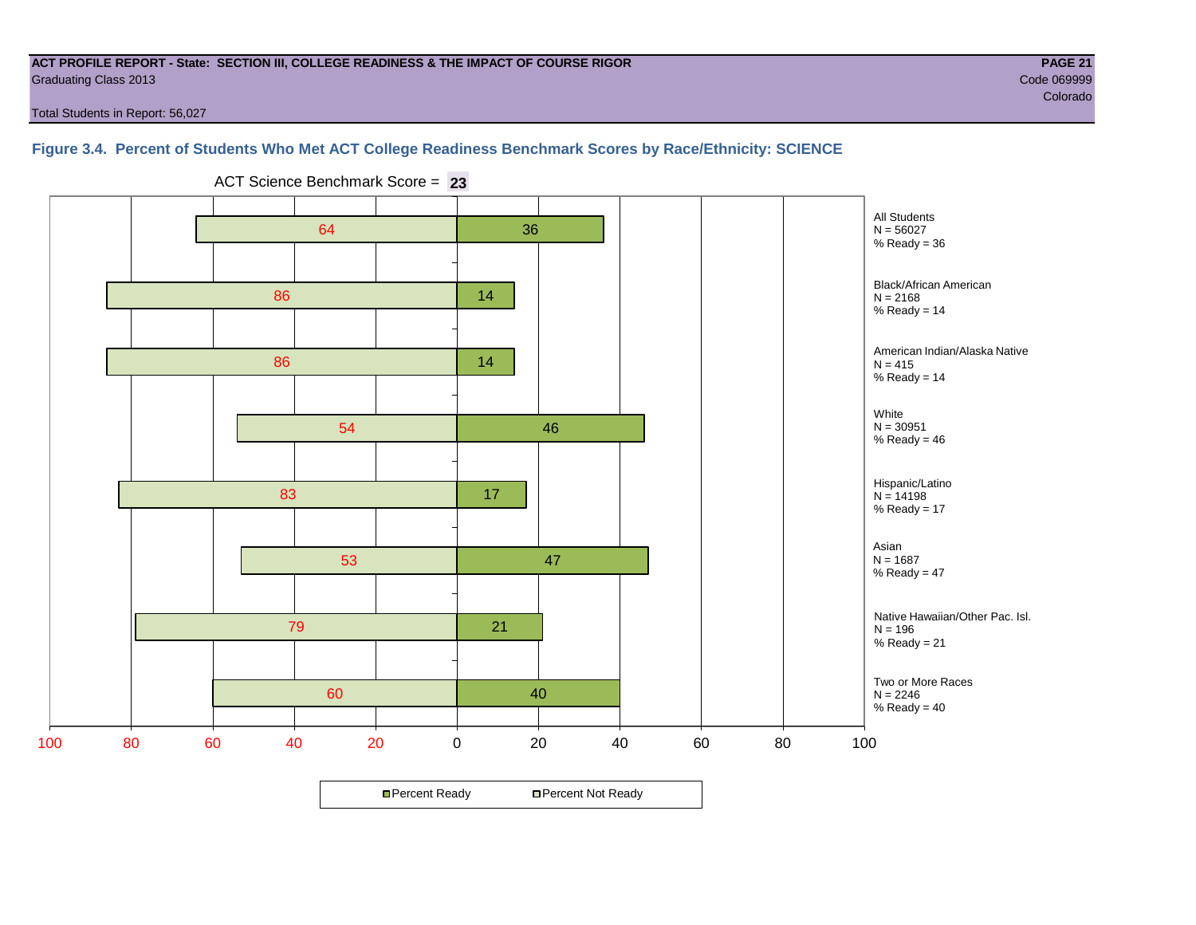**ACT PROFILE REPORT - State: SECTION III, COLLEGE READINESS & THE IMPACT OF COURSE RIGOR**
Graduating Class 2013

Code 069999
Colorado

Total Students in Report: 56,027

### Figure 3.4. Percent of Students Who Met ACT College Readiness Benchmark Scores by Race/Ethnicity: SCIENCE

ACT Science Benchmark Score = **23**

| Group | N | Percent Not Ready | Percent Ready |
|---|---|---|---|
| All Students | 56027 | 64 | 36 |
| Black/African American | 2168 | 86 | 14 |
| American Indian/Alaska Native | 415 | 86 | 14 |
| White | 30951 | 54 | 46 |
| Hispanic/Latino | 14198 | 83 | 17 |
| Asian | 1687 | 53 | 47 |
| Native Hawaiian/Other Pac. Isl. | 196 | 79 | 21 |
| Two or More Races | 2246 | 60 | 40 |

All Students
N = 56027
% Ready = 36

Black/African American
N = 2168
% Ready = 14

American Indian/Alaska Native
N = 415
% Ready = 14

White
N = 30951
% Ready = 46

Hispanic/Latino
N = 14198
% Ready = 17

Asian
N = 1687
% Ready = 47

Native Hawaiian/Other Pac. Isl.
N = 196
% Ready = 21

Two or More Races
N = 2246
% Ready = 40

■ Percent Ready □ Percent Not Ready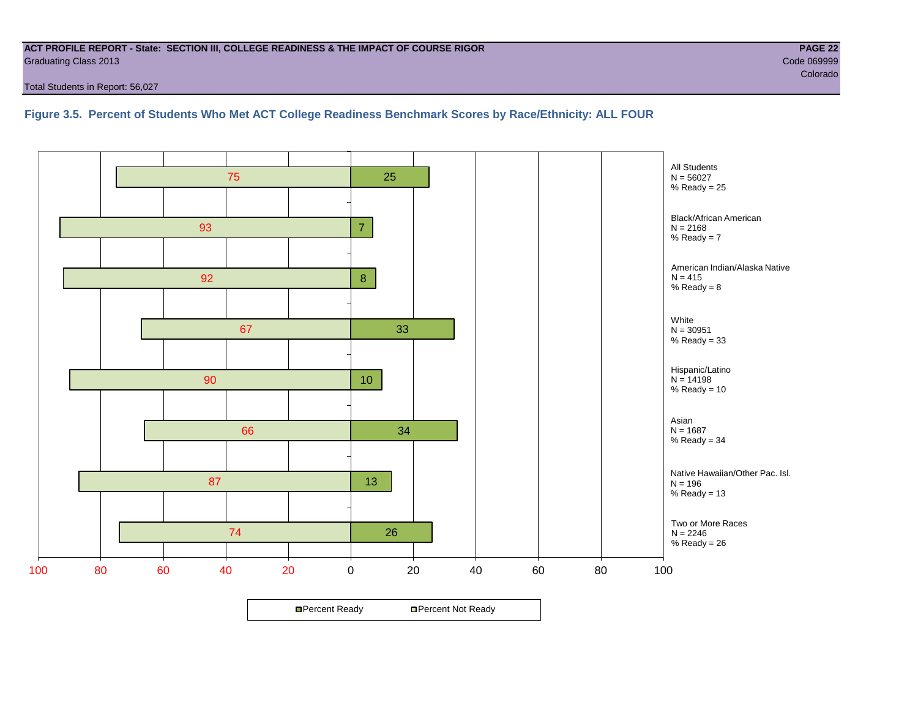**ACT PROFILE REPORT - State: SECTION III, COLLEGE READINESS & THE IMPACT OF COURSE RIGOR**
Graduating Class 2013

Code 069999
Colorado

Total Students in Report: 56,027

### Figure 3.5. Percent of Students Who Met ACT College Readiness Benchmark Scores by Race/Ethnicity: ALL FOUR

| Group | N | Percent Not Ready | Percent Ready |
|---|---|---|---|
| All Students | 56027 | 75 | 25 |
| Black/African American | 2168 | 93 | 7 |
| American Indian/Alaska Native | 415 | 92 | 8 |
| White | 30951 | 67 | 33 |
| Hispanic/Latino | 14198 | 90 | 10 |
| Asian | 1687 | 66 | 34 |
| Native Hawaiian/Other Pac. Isl. | 196 | 87 | 13 |
| Two or More Races | 2246 | 74 | 26 |

All Students
N = 56027
% Ready = 25

Black/African American
N = 2168
% Ready = 7

American Indian/Alaska Native
N = 415
% Ready = 8

White
N = 30951
% Ready = 33

Hispanic/Latino
N = 14198
% Ready = 10

Asian
N = 1687
% Ready = 34

Native Hawaiian/Other Pac. Isl.
N = 196
% Ready = 13

Two or More Races
N = 2246
% Ready = 26

Percent Ready  Percent Not Ready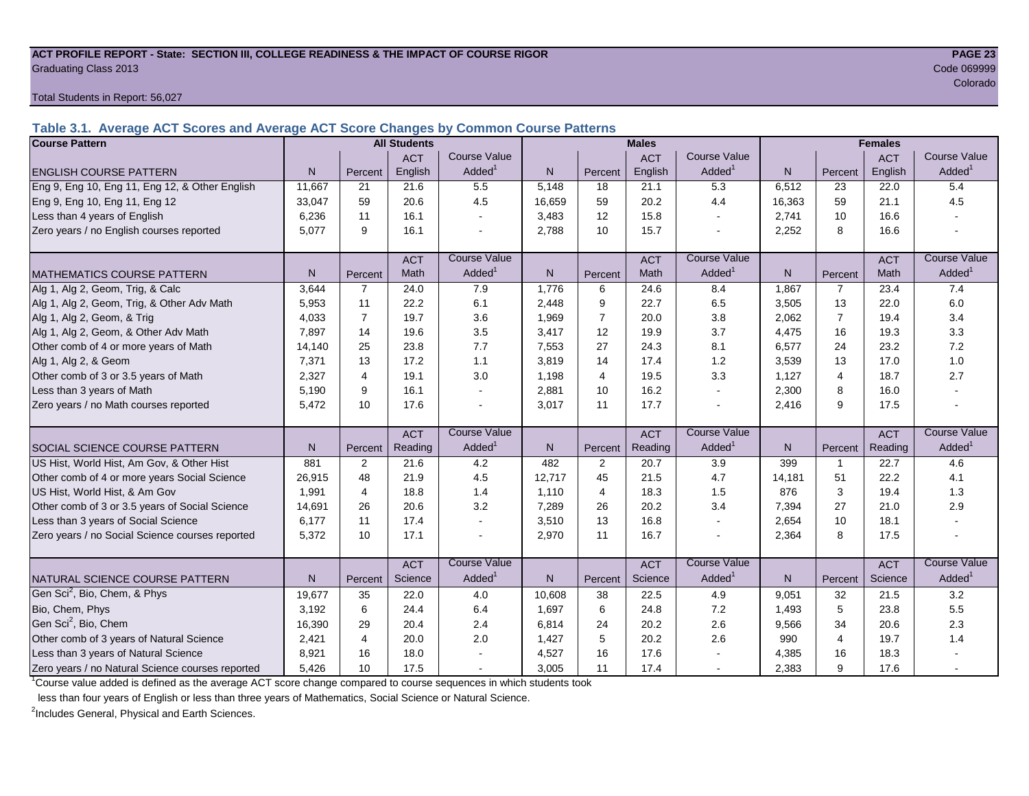**ACT PROFILE REPORT - State: SECTION III, COLLEGE READINESS & THE IMPACT OF COURSE RIGOR**

Graduating Class 2013

Code 069999

Colorado

Total Students in Report: 56,027

### Table 3.1. Average ACT Scores and Average ACT Score Changes by Common Course Patterns

| Course Pattern | All Students | | | | Males | | | | Females | | | |
|---|---|---|---|---|---|---|---|---|---|---|---|---|
| ENGLISH COURSE PATTERN | N | Percent | ACT English | Course Value Added[1] | N | Percent | ACT English | Course Value Added[1] | N | Percent | ACT English | Course Value Added[1] |
| Eng 9, Eng 10, Eng 11, Eng 12, & Other English | 11,667 | 21 | 21.6 | 5.5 | 5,148 | 18 | 21.1 | 5.3 | 6,512 | 23 | 22.0 | 5.4 |
| Eng 9, Eng 10, Eng 11, Eng 12 | 33,047 | 59 | 20.6 | 4.5 | 16,659 | 59 | 20.2 | 4.4 | 16,363 | 59 | 21.1 | 4.5 |
| Less than 4 years of English | 6,236 | 11 | 16.1 | - | 3,483 | 12 | 15.8 | - | 2,741 | 10 | 16.6 | - |
| Zero years / no English courses reported | 5,077 | 9 | 16.1 | - | 2,788 | 10 | 15.7 | - | 2,252 | 8 | 16.6 | - |
| MATHEMATICS COURSE PATTERN | N | Percent | ACT Math | Course Value Added[1] | N | Percent | ACT Math | Course Value Added[1] | N | Percent | ACT Math | Course Value Added[1] |
| Alg 1, Alg 2, Geom, Trig, & Calc | 3,644 | 7 | 24.0 | 7.9 | 1,776 | 6 | 24.6 | 8.4 | 1,867 | 7 | 23.4 | 7.4 |
| Alg 1, Alg 2, Geom, Trig, & Other Adv Math | 5,953 | 11 | 22.2 | 6.1 | 2,448 | 9 | 22.7 | 6.5 | 3,505 | 13 | 22.0 | 6.0 |
| Alg 1, Alg 2, Geom, & Trig | 4,033 | 7 | 19.7 | 3.6 | 1,969 | 7 | 20.0 | 3.8 | 2,062 | 7 | 19.4 | 3.4 |
| Alg 1, Alg 2, Geom, & Other Adv Math | 7,897 | 14 | 19.6 | 3.5 | 3,417 | 12 | 19.9 | 3.7 | 4,475 | 16 | 19.3 | 3.3 |
| Other comb of 4 or more years of Math | 14,140 | 25 | 23.8 | 7.7 | 7,553 | 27 | 24.3 | 8.1 | 6,577 | 24 | 23.2 | 7.2 |
| Alg 1, Alg 2, & Geom | 7,371 | 13 | 17.2 | 1.1 | 3,819 | 14 | 17.4 | 1.2 | 3,539 | 13 | 17.0 | 1.0 |
| Other comb of 3 or 3.5 years of Math | 2,327 | 4 | 19.1 | 3.0 | 1,198 | 4 | 19.5 | 3.3 | 1,127 | 4 | 18.7 | 2.7 |
| Less than 3 years of Math | 5,190 | 9 | 16.1 | - | 2,881 | 10 | 16.2 | - | 2,300 | 8 | 16.0 | - |
| Zero years / no Math courses reported | 5,472 | 10 | 17.6 | - | 3,017 | 11 | 17.7 | - | 2,416 | 9 | 17.5 | - |
| SOCIAL SCIENCE COURSE PATTERN | N | Percent | ACT Reading | Course Value Added[1] | N | Percent | ACT Reading | Course Value Added[1] | N | Percent | ACT Reading | Course Value Added[1] |
| US Hist, World Hist, Am Gov, & Other Hist | 881 | 2 | 21.6 | 4.2 | 482 | 2 | 20.7 | 3.9 | 399 | 1 | 22.7 | 4.6 |
| Other comb of 4 or more years Social Science | 26,915 | 48 | 21.9 | 4.5 | 12,717 | 45 | 21.5 | 4.7 | 14,181 | 51 | 22.2 | 4.1 |
| US Hist, World Hist, & Am Gov | 1,991 | 4 | 18.8 | 1.4 | 1,110 | 4 | 18.3 | 1.5 | 876 | 3 | 19.4 | 1.3 |
| Other comb of 3 or 3.5 years of Social Science | 14,691 | 26 | 20.6 | 3.2 | 7,289 | 26 | 20.2 | 3.4 | 7,394 | 27 | 21.0 | 2.9 |
| Less than 3 years of Social Science | 6,177 | 11 | 17.4 | - | 3,510 | 13 | 16.8 | - | 2,654 | 10 | 18.1 | - |
| Zero years / no Social Science courses reported | 5,372 | 10 | 17.1 | - | 2,970 | 11 | 16.7 | - | 2,364 | 8 | 17.5 | - |
| NATURAL SCIENCE COURSE PATTERN | N | Percent | ACT Science | Course Value Added[1] | N | Percent | ACT Science | Course Value Added[1] | N | Percent | ACT Science | Course Value Added[1] |
| Gen Sci[2], Bio, Chem, & Phys | 19,677 | 35 | 22.0 | 4.0 | 10,608 | 38 | 22.5 | 4.9 | 9,051 | 32 | 21.5 | 3.2 |
| Bio, Chem, Phys | 3,192 | 6 | 24.4 | 6.4 | 1,697 | 6 | 24.8 | 7.2 | 1,493 | 5 | 23.8 | 5.5 |
| Gen Sci[2], Bio, Chem | 16,390 | 29 | 20.4 | 2.4 | 6,814 | 24 | 20.2 | 2.6 | 9,566 | 34 | 20.6 | 2.3 |
| Other comb of 3 years of Natural Science | 2,421 | 4 | 20.0 | 2.0 | 1,427 | 5 | 20.2 | 2.6 | 990 | 4 | 19.7 | 1.4 |
| Less than 3 years of Natural Science | 8,921 | 16 | 18.0 | - | 4,527 | 16 | 17.6 | - | 4,385 | 16 | 18.3 | - |
| Zero years / no Natural Science courses reported | 5,426 | 10 | 17.5 | - | 3,005 | 11 | 17.4 | - | 2,383 | 9 | 17.6 | - |

[1]Course value added is defined as the average ACT score change compared to course sequences in which students took less than four years of English or less than three years of Mathematics, Social Science or Natural Science.

[2]Includes General, Physical and Earth Sciences.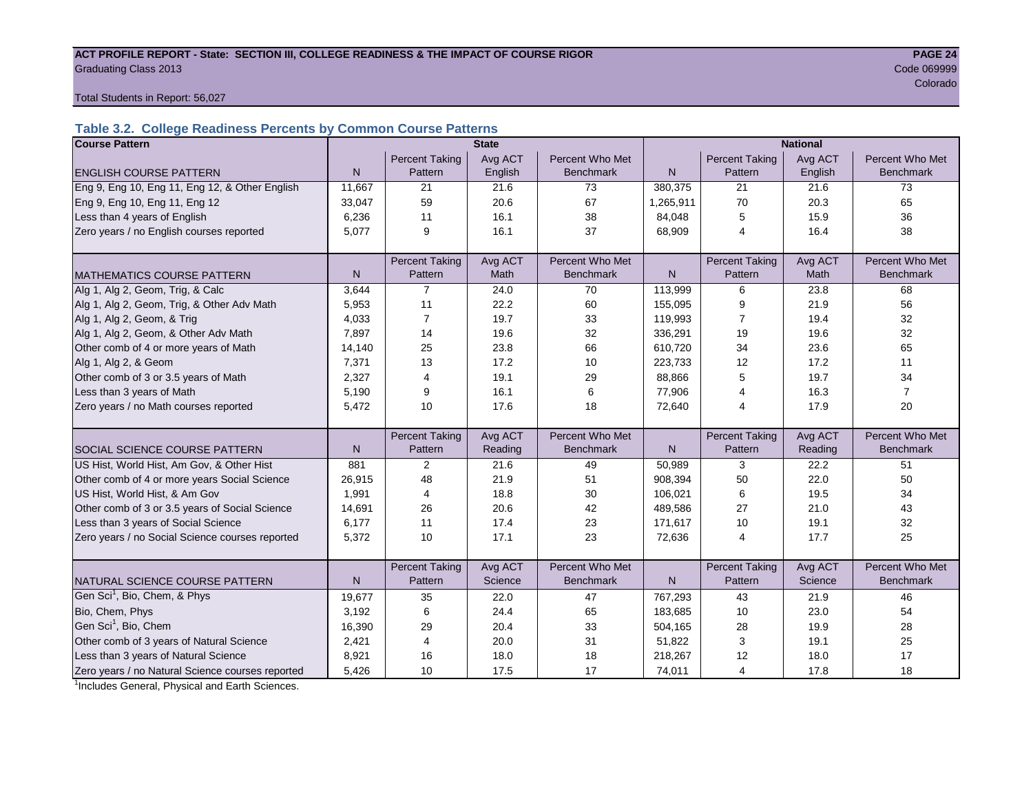**ACT PROFILE REPORT - State: SECTION III, COLLEGE READINESS & THE IMPACT OF COURSE RIGOR**
Graduating Class 2013
Code 069999
Colorado

Total Students in Report: 56,027

## Table 3.2. College Readiness Percents by Common Course Patterns

| Course Pattern | State | | | | National | | | |
|---|---|---|---|---|---|---|---|---|
| ENGLISH COURSE PATTERN | N | Percent Taking Pattern | Avg ACT English | Percent Who Met Benchmark | N | Percent Taking Pattern | Avg ACT English | Percent Who Met Benchmark |
| Eng 9, Eng 10, Eng 11, Eng 12, & Other English | 11,667 | 21 | 21.6 | 73 | 380,375 | 21 | 21.6 | 73 |
| Eng 9, Eng 10, Eng 11, Eng 12 | 33,047 | 59 | 20.6 | 67 | 1,265,911 | 70 | 20.3 | 65 |
| Less than 4 years of English | 6,236 | 11 | 16.1 | 38 | 84,048 | 5 | 15.9 | 36 |
| Zero years / no English courses reported | 5,077 | 9 | 16.1 | 37 | 68,909 | 4 | 16.4 | 38 |
| MATHEMATICS COURSE PATTERN | N | Percent Taking Pattern | Avg ACT Math | Percent Who Met Benchmark | N | Percent Taking Pattern | Avg ACT Math | Percent Who Met Benchmark |
| Alg 1, Alg 2, Geom, Trig, & Calc | 3,644 | 7 | 24.0 | 70 | 113,999 | 6 | 23.8 | 68 |
| Alg 1, Alg 2, Geom, Trig, & Other Adv Math | 5,953 | 11 | 22.2 | 60 | 155,095 | 9 | 21.9 | 56 |
| Alg 1, Alg 2, Geom, & Trig | 4,033 | 7 | 19.7 | 33 | 119,993 | 7 | 19.4 | 32 |
| Alg 1, Alg 2, Geom, & Other Adv Math | 7,897 | 14 | 19.6 | 32 | 336,291 | 19 | 19.6 | 32 |
| Other comb of 4 or more years of Math | 14,140 | 25 | 23.8 | 66 | 610,720 | 34 | 23.6 | 65 |
| Alg 1, Alg 2, & Geom | 7,371 | 13 | 17.2 | 10 | 223,733 | 12 | 17.2 | 11 |
| Other comb of 3 or 3.5 years of Math | 2,327 | 4 | 19.1 | 29 | 88,866 | 5 | 19.7 | 34 |
| Less than 3 years of Math | 5,190 | 9 | 16.1 | 6 | 77,906 | 4 | 16.3 | 7 |
| Zero years / no Math courses reported | 5,472 | 10 | 17.6 | 18 | 72,640 | 4 | 17.9 | 20 |
| SOCIAL SCIENCE COURSE PATTERN | N | Percent Taking Pattern | Avg ACT Reading | Percent Who Met Benchmark | N | Percent Taking Pattern | Avg ACT Reading | Percent Who Met Benchmark |
| US Hist, World Hist, Am Gov, & Other Hist | 881 | 2 | 21.6 | 49 | 50,989 | 3 | 22.2 | 51 |
| Other comb of 4 or more years Social Science | 26,915 | 48 | 21.9 | 51 | 908,394 | 50 | 22.0 | 50 |
| US Hist, World Hist, & Am Gov | 1,991 | 4 | 18.8 | 30 | 106,021 | 6 | 19.5 | 34 |
| Other comb of 3 or 3.5 years of Social Science | 14,691 | 26 | 20.6 | 42 | 489,586 | 27 | 21.0 | 43 |
| Less than 3 years of Social Science | 6,177 | 11 | 17.4 | 23 | 171,617 | 10 | 19.1 | 32 |
| Zero years / no Social Science courses reported | 5,372 | 10 | 17.1 | 23 | 72,636 | 4 | 17.7 | 25 |
| NATURAL SCIENCE COURSE PATTERN | N | Percent Taking Pattern | Avg ACT Science | Percent Who Met Benchmark | N | Percent Taking Pattern | Avg ACT Science | Percent Who Met Benchmark |
| Gen Sci[1], Bio, Chem, & Phys | 19,677 | 35 | 22.0 | 47 | 767,293 | 43 | 21.9 | 46 |
| Bio, Chem, Phys | 3,192 | 6 | 24.4 | 65 | 183,685 | 10 | 23.0 | 54 |
| Gen Sci[1], Bio, Chem | 16,390 | 29 | 20.4 | 33 | 504,165 | 28 | 19.9 | 28 |
| Other comb of 3 years of Natural Science | 2,421 | 4 | 20.0 | 31 | 51,822 | 3 | 19.1 | 25 |
| Less than 3 years of Natural Science | 8,921 | 16 | 18.0 | 18 | 218,267 | 12 | 18.0 | 17 |
| Zero years / no Natural Science courses reported | 5,426 | 10 | 17.5 | 17 | 74,011 | 4 | 17.8 | 18 |

[1]Includes General, Physical and Earth Sciences.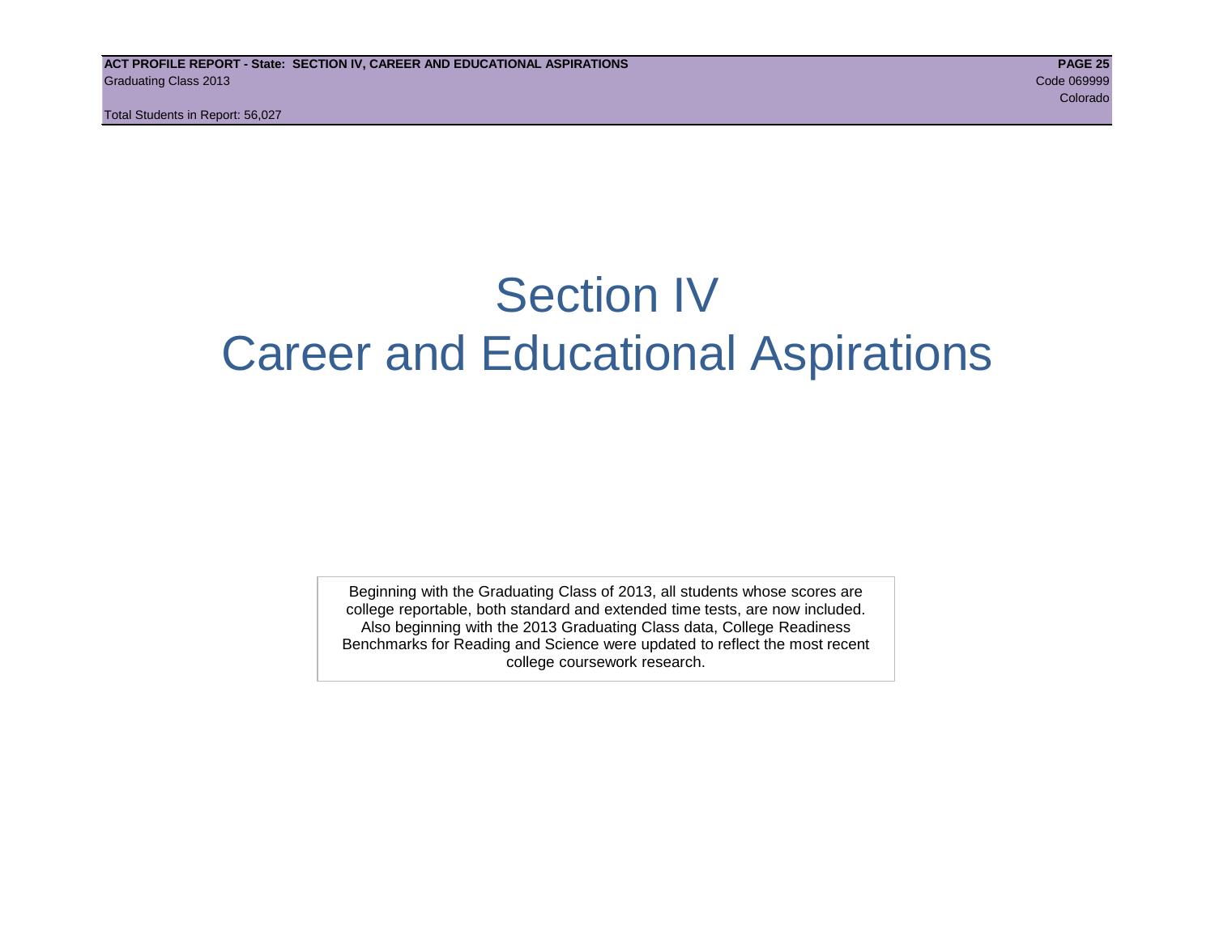# Section IV
# Career and Educational Aspirations

Beginning with the Graduating Class of 2013, all students whose scores are college reportable, both standard and extended time tests, are now included. Also beginning with the 2013 Graduating Class data, College Readiness Benchmarks for Reading and Science were updated to reflect the most recent college coursework research.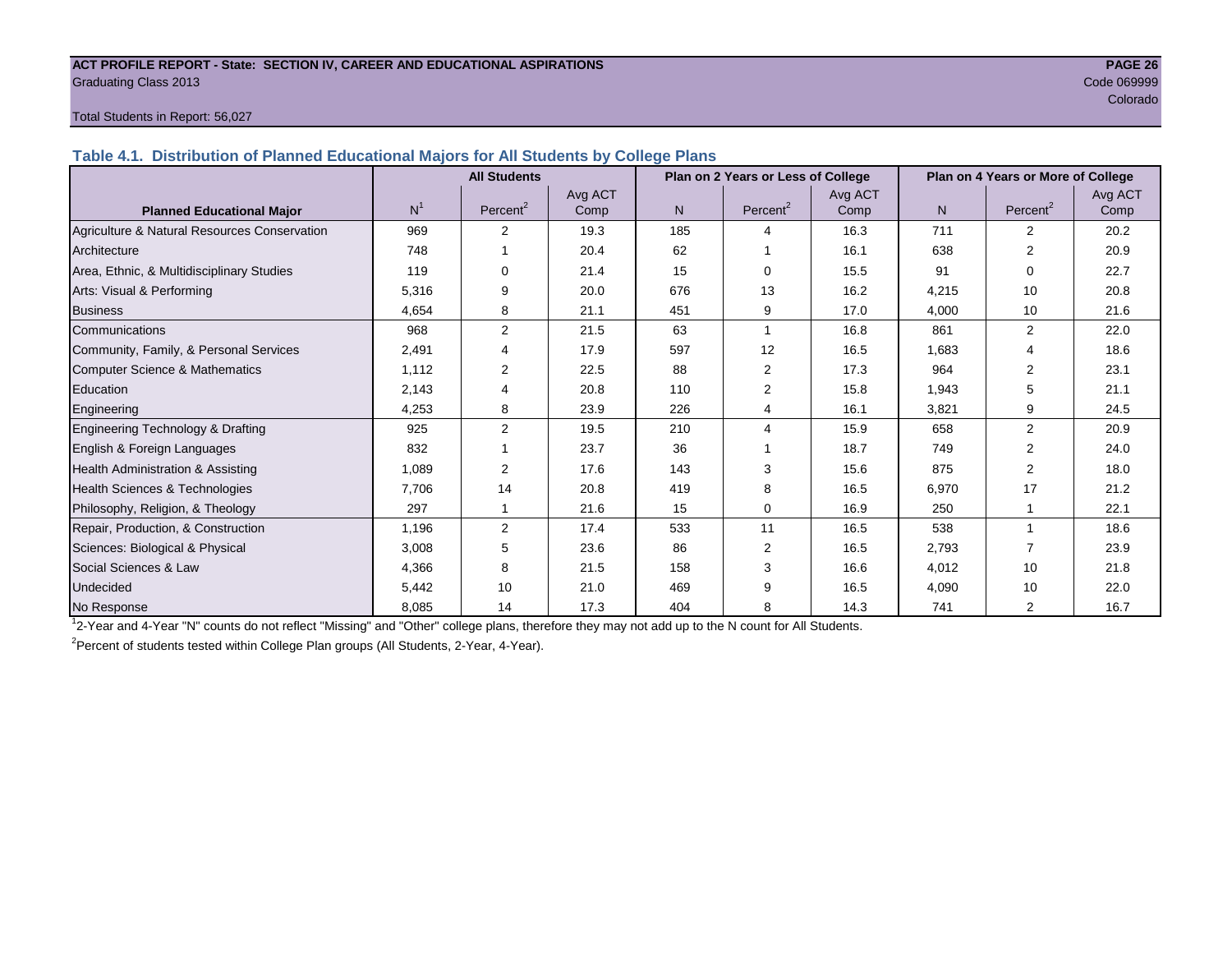**ACT PROFILE REPORT - State: SECTION IV, CAREER AND EDUCATIONAL ASPIRATIONS**
Graduating Class 2013
Code 069999
Colorado

Total Students in Report: 56,027

## Table 4.1. Distribution of Planned Educational Majors for All Students by College Plans

| Planned Educational Major | All Students | | | Plan on 2 Years or Less of College | | | Plan on 4 Years or More of College | | |
|---|---|---|---|---|---|---|---|---|---|
| | N[1] | Percent[2] | Avg ACT Comp | N | Percent[2] | Avg ACT Comp | N | Percent[2] | Avg ACT Comp |
| Agriculture & Natural Resources Conservation | 969 | 2 | 19.3 | 185 | 4 | 16.3 | 711 | 2 | 20.2 |
| Architecture | 748 | 1 | 20.4 | 62 | 1 | 16.1 | 638 | 2 | 20.9 |
| Area, Ethnic, & Multidisciplinary Studies | 119 | 0 | 21.4 | 15 | 0 | 15.5 | 91 | 0 | 22.7 |
| Arts: Visual & Performing | 5,316 | 9 | 20.0 | 676 | 13 | 16.2 | 4,215 | 10 | 20.8 |
| Business | 4,654 | 8 | 21.1 | 451 | 9 | 17.0 | 4,000 | 10 | 21.6 |
| Communications | 968 | 2 | 21.5 | 63 | 1 | 16.8 | 861 | 2 | 22.0 |
| Community, Family, & Personal Services | 2,491 | 4 | 17.9 | 597 | 12 | 16.5 | 1,683 | 4 | 18.6 |
| Computer Science & Mathematics | 1,112 | 2 | 22.5 | 88 | 2 | 17.3 | 964 | 2 | 23.1 |
| Education | 2,143 | 4 | 20.8 | 110 | 2 | 15.8 | 1,943 | 5 | 21.1 |
| Engineering | 4,253 | 8 | 23.9 | 226 | 4 | 16.1 | 3,821 | 9 | 24.5 |
| Engineering Technology & Drafting | 925 | 2 | 19.5 | 210 | 4 | 15.9 | 658 | 2 | 20.9 |
| English & Foreign Languages | 832 | 1 | 23.7 | 36 | 1 | 18.7 | 749 | 2 | 24.0 |
| Health Administration & Assisting | 1,089 | 2 | 17.6 | 143 | 3 | 15.6 | 875 | 2 | 18.0 |
| Health Sciences & Technologies | 7,706 | 14 | 20.8 | 419 | 8 | 16.5 | 6,970 | 17 | 21.2 |
| Philosophy, Religion, & Theology | 297 | 1 | 21.6 | 15 | 0 | 16.9 | 250 | 1 | 22.1 |
| Repair, Production, & Construction | 1,196 | 2 | 17.4 | 533 | 11 | 16.5 | 538 | 1 | 18.6 |
| Sciences: Biological & Physical | 3,008 | 5 | 23.6 | 86 | 2 | 16.5 | 2,793 | 7 | 23.9 |
| Social Sciences & Law | 4,366 | 8 | 21.5 | 158 | 3 | 16.6 | 4,012 | 10 | 21.8 |
| Undecided | 5,442 | 10 | 21.0 | 469 | 9 | 16.5 | 4,090 | 10 | 22.0 |
| No Response | 8,085 | 14 | 17.3 | 404 | 8 | 14.3 | 741 | 2 | 16.7 |

[1]2-Year and 4-Year "N" counts do not reflect "Missing" and "Other" college plans, therefore they may not add up to the N count for All Students.

[2]Percent of students tested within College Plan groups (All Students, 2-Year, 4-Year).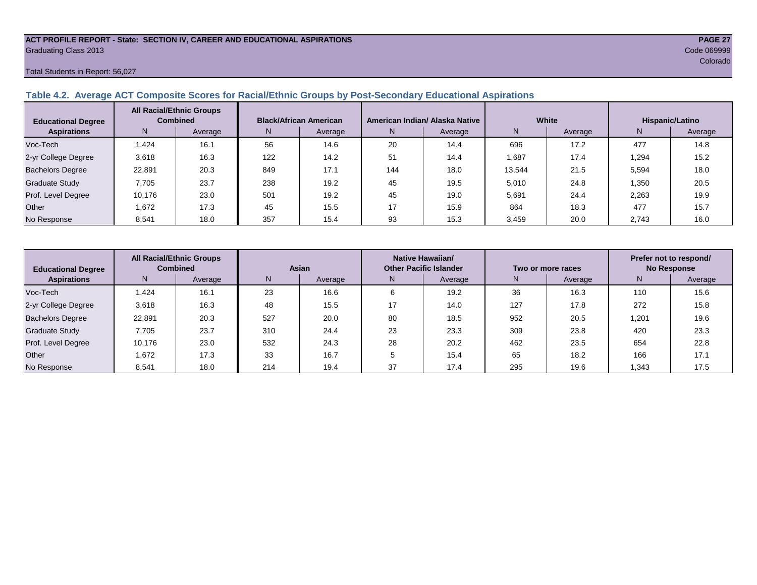ACT PROFILE REPORT - State: SECTION IV, CAREER AND EDUCATIONAL ASPIRATIONS
Graduating Class 2013
Code 069999
Colorado
Total Students in Report: 56,027

### Table 4.2. Average ACT Composite Scores for Racial/Ethnic Groups by Post-Secondary Educational Aspirations

| Educational Degree Aspirations | All Racial/Ethnic Groups Combined | | Black/African American | | American Indian/ Alaska Native | | White | | Hispanic/Latino | |
|---|---|---|---|---|---|---|---|---|---|---|
| | N | Average | N | Average | N | Average | N | Average | N | Average |
| Voc-Tech | 1,424 | 16.1 | 56 | 14.6 | 20 | 14.4 | 696 | 17.2 | 477 | 14.8 |
| 2-yr College Degree | 3,618 | 16.3 | 122 | 14.2 | 51 | 14.4 | 1,687 | 17.4 | 1,294 | 15.2 |
| Bachelors Degree | 22,891 | 20.3 | 849 | 17.1 | 144 | 18.0 | 13,544 | 21.5 | 5,594 | 18.0 |
| Graduate Study | 7,705 | 23.7 | 238 | 19.2 | 45 | 19.5 | 5,010 | 24.8 | 1,350 | 20.5 |
| Prof. Level Degree | 10,176 | 23.0 | 501 | 19.2 | 45 | 19.0 | 5,691 | 24.4 | 2,263 | 19.9 |
| Other | 1,672 | 17.3 | 45 | 15.5 | 17 | 15.9 | 864 | 18.3 | 477 | 15.7 |
| No Response | 8,541 | 18.0 | 357 | 15.4 | 93 | 15.3 | 3,459 | 20.0 | 2,743 | 16.0 |

| Educational Degree Aspirations | All Racial/Ethnic Groups Combined | | Asian | | Native Hawaiian/ Other Pacific Islander | | Two or more races | | Prefer not to respond/ No Response | |
|---|---|---|---|---|---|---|---|---|---|---|
| | N | Average | N | Average | N | Average | N | Average | N | Average |
| Voc-Tech | 1,424 | 16.1 | 23 | 16.6 | 6 | 19.2 | 36 | 16.3 | 110 | 15.6 |
| 2-yr College Degree | 3,618 | 16.3 | 48 | 15.5 | 17 | 14.0 | 127 | 17.8 | 272 | 15.8 |
| Bachelors Degree | 22,891 | 20.3 | 527 | 20.0 | 80 | 18.5 | 952 | 20.5 | 1,201 | 19.6 |
| Graduate Study | 7,705 | 23.7 | 310 | 24.4 | 23 | 23.3 | 309 | 23.8 | 420 | 23.3 |
| Prof. Level Degree | 10,176 | 23.0 | 532 | 24.3 | 28 | 20.2 | 462 | 23.5 | 654 | 22.8 |
| Other | 1,672 | 17.3 | 33 | 16.7 | 5 | 15.4 | 65 | 18.2 | 166 | 17.1 |
| No Response | 8,541 | 18.0 | 214 | 19.4 | 37 | 17.4 | 295 | 19.6 | 1,343 | 17.5 |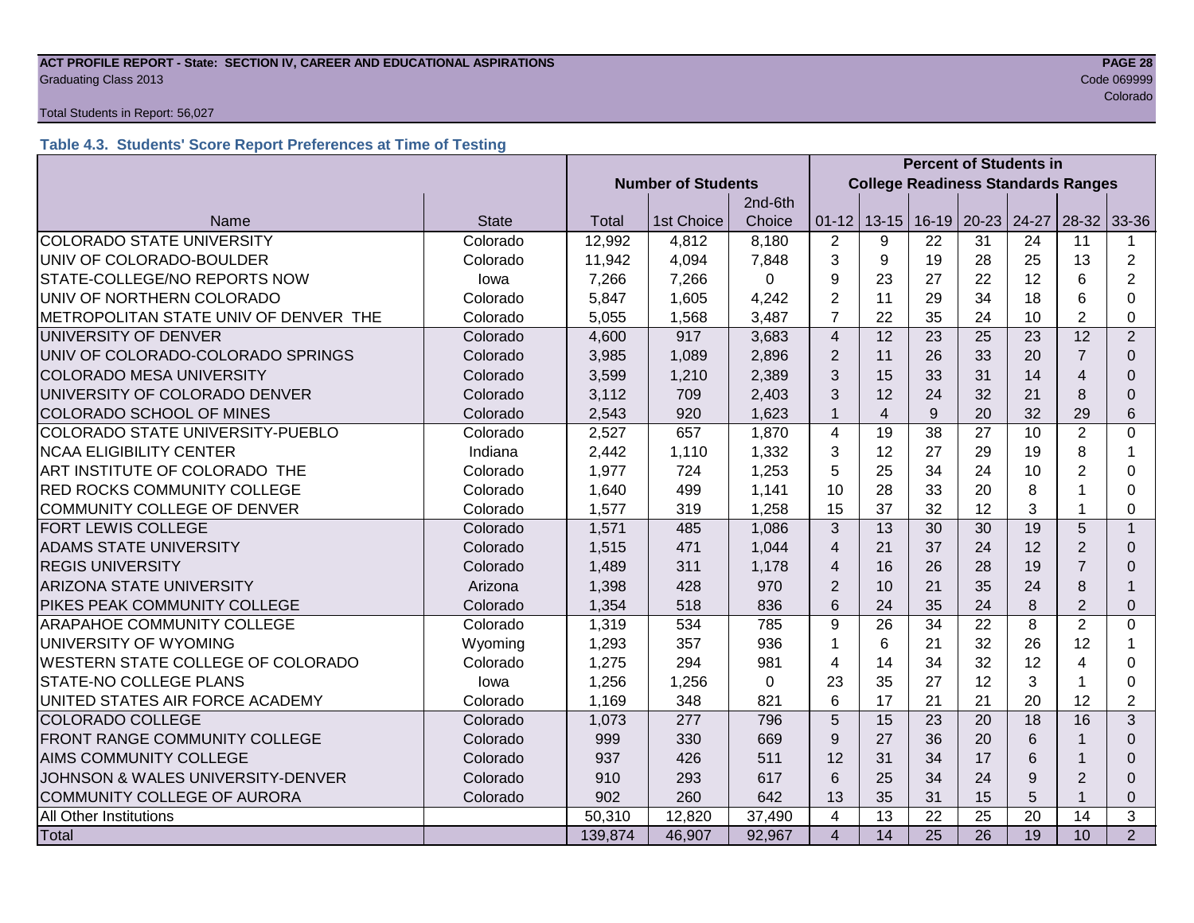Total Students in Report: 56,027

### Table 4.3. Students' Score Report Preferences at Time of Testing

| | | Number of Students | | | Percent of Students in College Readiness Standards Ranges | | | | | | |
|---|---|---|---|---|---|---|---|---|---|---|---|
| Name | State | Total | 1st Choice | 2nd-6th Choice | 01-12 | 13-15 | 16-19 | 20-23 | 24-27 | 28-32 | 33-36 |
| COLORADO STATE UNIVERSITY | Colorado | 12,992 | 4,812 | 8,180 | 2 | 9 | 22 | 31 | 24 | 11 | 1 |
| UNIV OF COLORADO-BOULDER | Colorado | 11,942 | 4,094 | 7,848 | 3 | 9 | 19 | 28 | 25 | 13 | 2 |
| STATE-COLLEGE/NO REPORTS NOW | Iowa | 7,266 | 7,266 | 0 | 9 | 23 | 27 | 22 | 12 | 6 | 2 |
| UNIV OF NORTHERN COLORADO | Colorado | 5,847 | 1,605 | 4,242 | 2 | 11 | 29 | 34 | 18 | 6 | 0 |
| METROPOLITAN STATE UNIV OF DENVER THE | Colorado | 5,055 | 1,568 | 3,487 | 7 | 22 | 35 | 24 | 10 | 2 | 0 |
| UNIVERSITY OF DENVER | Colorado | 4,600 | 917 | 3,683 | 4 | 12 | 23 | 25 | 23 | 12 | 2 |
| UNIV OF COLORADO-COLORADO SPRINGS | Colorado | 3,985 | 1,089 | 2,896 | 2 | 11 | 26 | 33 | 20 | 7 | 0 |
| COLORADO MESA UNIVERSITY | Colorado | 3,599 | 1,210 | 2,389 | 3 | 15 | 33 | 31 | 14 | 4 | 0 |
| UNIVERSITY OF COLORADO DENVER | Colorado | 3,112 | 709 | 2,403 | 3 | 12 | 24 | 32 | 21 | 8 | 0 |
| COLORADO SCHOOL OF MINES | Colorado | 2,543 | 920 | 1,623 | 1 | 4 | 9 | 20 | 32 | 29 | 6 |
| COLORADO STATE UNIVERSITY-PUEBLO | Colorado | 2,527 | 657 | 1,870 | 4 | 19 | 38 | 27 | 10 | 2 | 0 |
| NCAA ELIGIBILITY CENTER | Indiana | 2,442 | 1,110 | 1,332 | 3 | 12 | 27 | 29 | 19 | 8 | 1 |
| ART INSTITUTE OF COLORADO THE | Colorado | 1,977 | 724 | 1,253 | 5 | 25 | 34 | 24 | 10 | 2 | 0 |
| RED ROCKS COMMUNITY COLLEGE | Colorado | 1,640 | 499 | 1,141 | 10 | 28 | 33 | 20 | 8 | 1 | 0 |
| COMMUNITY COLLEGE OF DENVER | Colorado | 1,577 | 319 | 1,258 | 15 | 37 | 32 | 12 | 3 | 1 | 0 |
| FORT LEWIS COLLEGE | Colorado | 1,571 | 485 | 1,086 | 3 | 13 | 30 | 30 | 19 | 5 | 1 |
| ADAMS STATE UNIVERSITY | Colorado | 1,515 | 471 | 1,044 | 4 | 21 | 37 | 24 | 12 | 2 | 0 |
| REGIS UNIVERSITY | Colorado | 1,489 | 311 | 1,178 | 4 | 16 | 26 | 28 | 19 | 7 | 0 |
| ARIZONA STATE UNIVERSITY | Arizona | 1,398 | 428 | 970 | 2 | 10 | 21 | 35 | 24 | 8 | 1 |
| PIKES PEAK COMMUNITY COLLEGE | Colorado | 1,354 | 518 | 836 | 6 | 24 | 35 | 24 | 8 | 2 | 0 |
| ARAPAHOE COMMUNITY COLLEGE | Colorado | 1,319 | 534 | 785 | 9 | 26 | 34 | 22 | 8 | 2 | 0 |
| UNIVERSITY OF WYOMING | Wyoming | 1,293 | 357 | 936 | 1 | 6 | 21 | 32 | 26 | 12 | 1 |
| WESTERN STATE COLLEGE OF COLORADO | Colorado | 1,275 | 294 | 981 | 4 | 14 | 34 | 32 | 12 | 4 | 0 |
| STATE-NO COLLEGE PLANS | Iowa | 1,256 | 1,256 | 0 | 23 | 35 | 27 | 12 | 3 | 1 | 0 |
| UNITED STATES AIR FORCE ACADEMY | Colorado | 1,169 | 348 | 821 | 6 | 17 | 21 | 21 | 20 | 12 | 2 |
| COLORADO COLLEGE | Colorado | 1,073 | 277 | 796 | 5 | 15 | 23 | 20 | 18 | 16 | 3 |
| FRONT RANGE COMMUNITY COLLEGE | Colorado | 999 | 330 | 669 | 9 | 27 | 36 | 20 | 6 | 1 | 0 |
| AIMS COMMUNITY COLLEGE | Colorado | 937 | 426 | 511 | 12 | 31 | 34 | 17 | 6 | 1 | 0 |
| JOHNSON & WALES UNIVERSITY-DENVER | Colorado | 910 | 293 | 617 | 6 | 25 | 34 | 24 | 9 | 2 | 0 |
| COMMUNITY COLLEGE OF AURORA | Colorado | 902 | 260 | 642 | 13 | 35 | 31 | 15 | 5 | 1 | 0 |
| All Other Institutions | | 50,310 | 12,820 | 37,490 | 4 | 13 | 22 | 25 | 20 | 14 | 3 |
| Total | | 139,874 | 46,907 | 92,967 | 4 | 14 | 25 | 26 | 19 | 10 | 2 |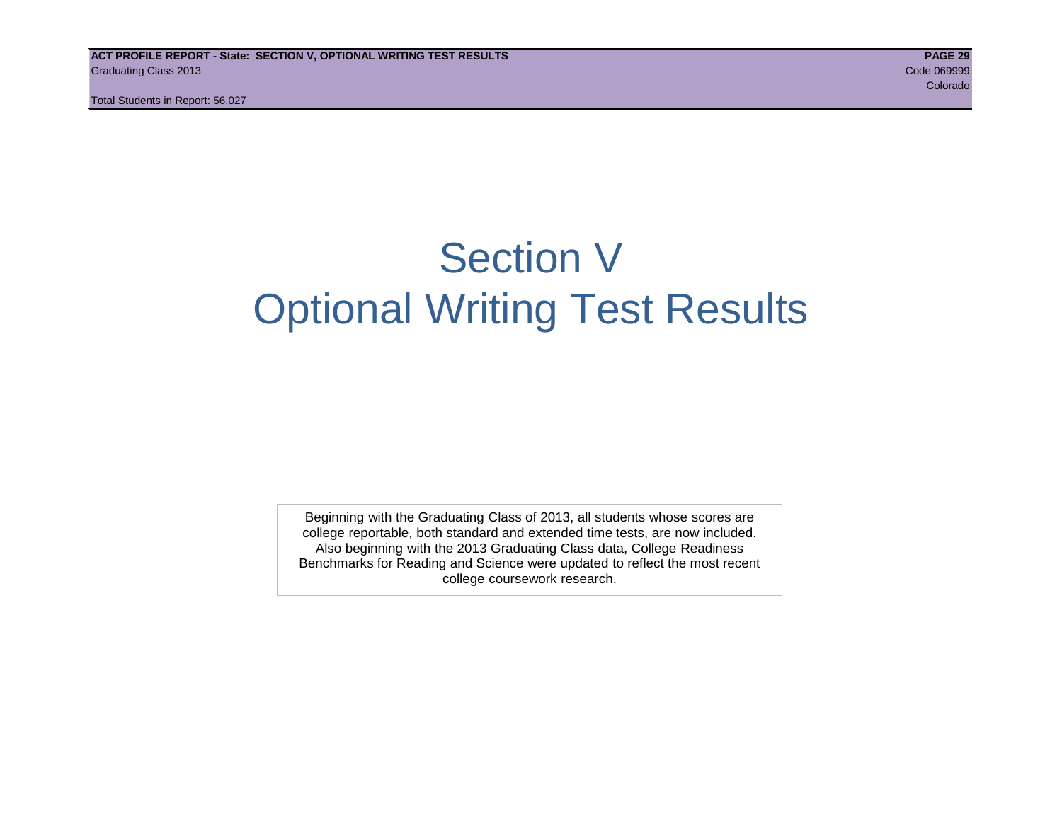# Section V
# Optional Writing Test Results

Beginning with the Graduating Class of 2013, all students whose scores are college reportable, both standard and extended time tests, are now included. Also beginning with the 2013 Graduating Class data, College Readiness Benchmarks for Reading and Science were updated to reflect the most recent college coursework research.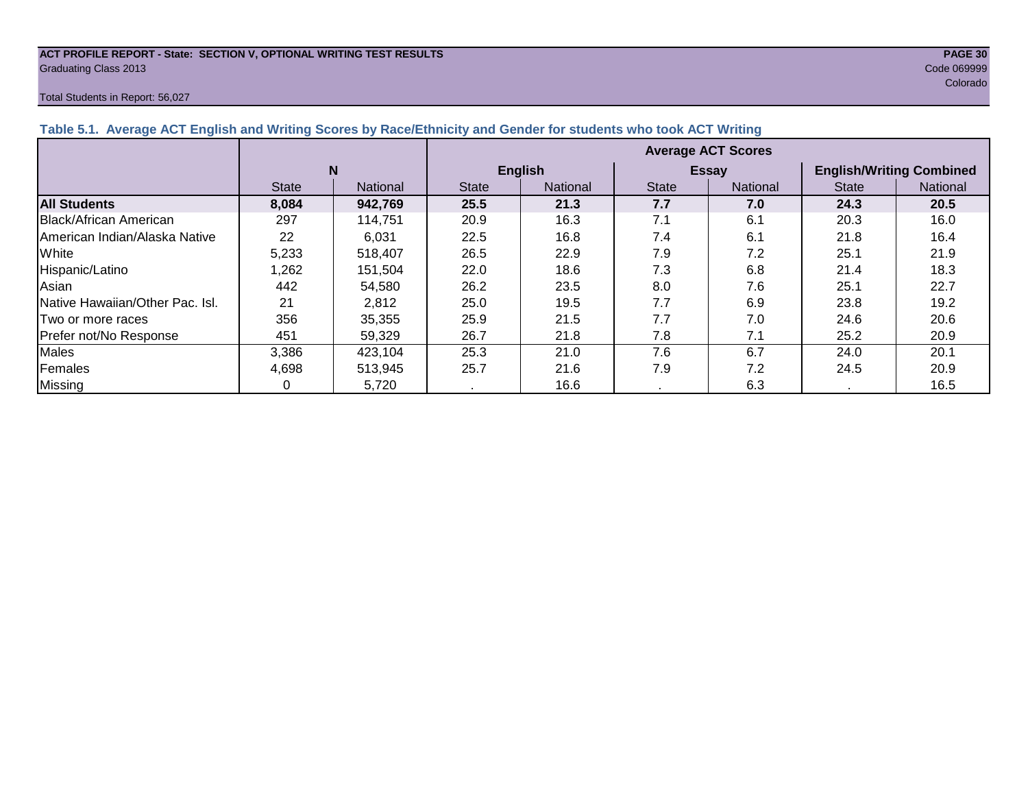**ACT PROFILE REPORT - State: SECTION V, OPTIONAL WRITING TEST RESULTS**

Graduating Class 2013

Code 069999

Colorado

Total Students in Report: 56,027

### Table 5.1. Average ACT English and Writing Scores by Race/Ethnicity and Gender for students who took ACT Writing

| | N | | Average ACT Scores | | | | | |
|---|---|---|---|---|---|---|---|---|
| | | | English | | Essay | | English/Writing Combined | |
| | State | National | State | National | State | National | State | National |
| **All Students** | **8,084** | **942,769** | **25.5** | **21.3** | **7.7** | **7.0** | **24.3** | **20.5** |
| Black/African American | 297 | 114,751 | 20.9 | 16.3 | 7.1 | 6.1 | 20.3 | 16.0 |
| American Indian/Alaska Native | 22 | 6,031 | 22.5 | 16.8 | 7.4 | 6.1 | 21.8 | 16.4 |
| White | 5,233 | 518,407 | 26.5 | 22.9 | 7.9 | 7.2 | 25.1 | 21.9 |
| Hispanic/Latino | 1,262 | 151,504 | 22.0 | 18.6 | 7.3 | 6.8 | 21.4 | 18.3 |
| Asian | 442 | 54,580 | 26.2 | 23.5 | 8.0 | 7.6 | 25.1 | 22.7 |
| Native Hawaiian/Other Pac. Isl. | 21 | 2,812 | 25.0 | 19.5 | 7.7 | 6.9 | 23.8 | 19.2 |
| Two or more races | 356 | 35,355 | 25.9 | 21.5 | 7.7 | 7.0 | 24.6 | 20.6 |
| Prefer not/No Response | 451 | 59,329 | 26.7 | 21.8 | 7.8 | 7.1 | 25.2 | 20.9 |
| Males | 3,386 | 423,104 | 25.3 | 21.0 | 7.6 | 6.7 | 24.0 | 20.1 |
| Females | 4,698 | 513,945 | 25.7 | 21.6 | 7.9 | 7.2 | 24.5 | 20.9 |
| Missing | 0 | 5,720 | . | 16.6 | . | 6.3 | . | 16.5 |